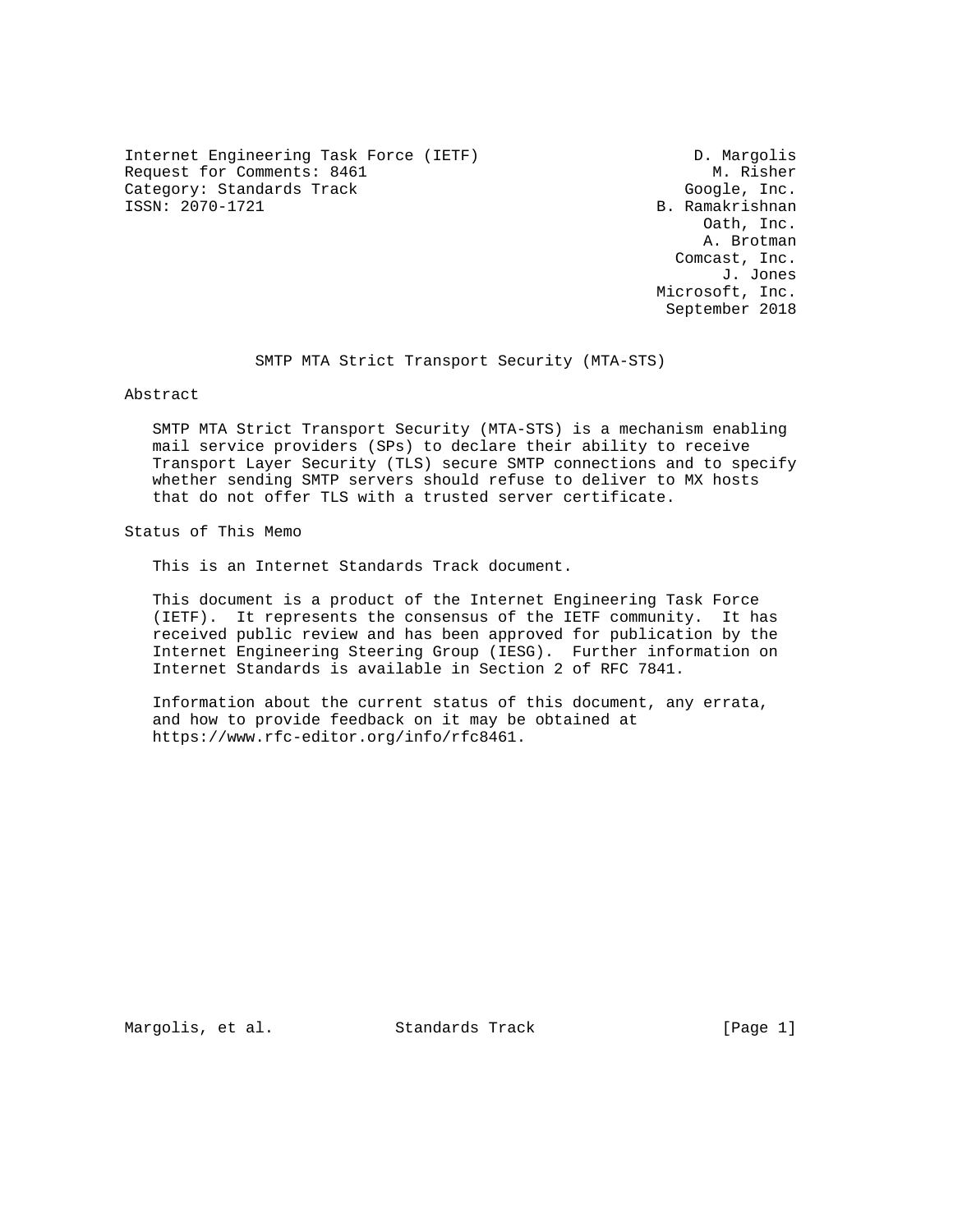Internet Engineering Task Force (IETF) D. Margolis
Request for Comments: 8461 M. Risher
Category: Standards Track Google, Inc.
ISSN: 2070-1721 B. Ramakrishnan
Oath, Inc.
A. Brotman
Comcast, Inc.
J. Jones
Microsoft, Inc.
September 2018

# SMTP MTA Strict Transport Security (MTA-STS)

## Abstract

SMTP MTA Strict Transport Security (MTA-STS) is a mechanism enabling mail service providers (SPs) to declare their ability to receive Transport Layer Security (TLS) secure SMTP connections and to specify whether sending SMTP servers should refuse to deliver to MX hosts that do not offer TLS with a trusted server certificate.

## Status of This Memo

This is an Internet Standards Track document.

This document is a product of the Internet Engineering Task Force (IETF). It represents the consensus of the IETF community. It has received public review and has been approved for publication by the Internet Engineering Steering Group (IESG). Further information on Internet Standards is available in Section 2 of RFC 7841.

Information about the current status of this document, any errata, and how to provide feedback on it may be obtained at https://www.rfc-editor.org/info/rfc8461.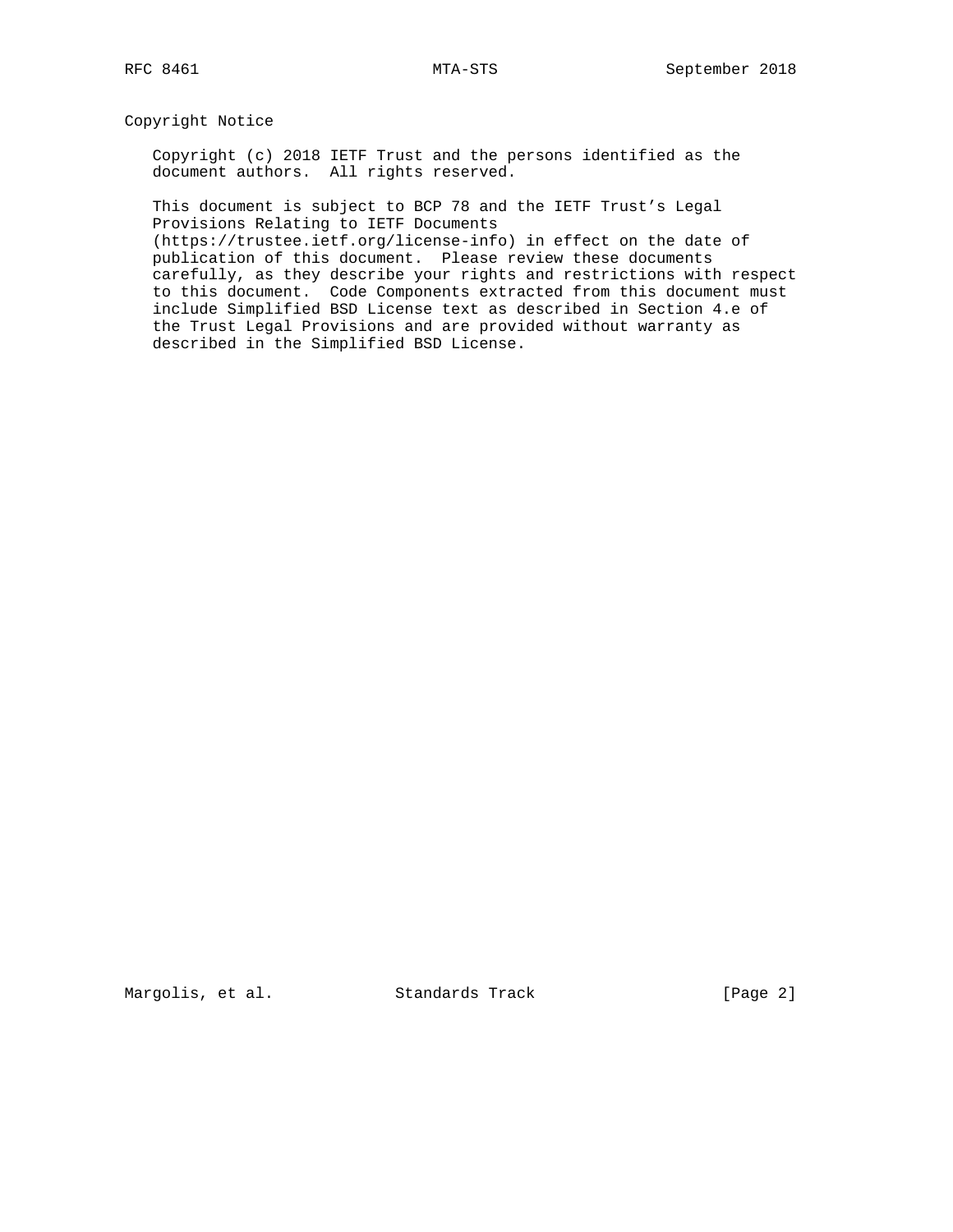## Copyright Notice

Copyright (c) 2018 IETF Trust and the persons identified as the document authors. All rights reserved.

This document is subject to BCP 78 and the IETF Trust's Legal Provisions Relating to IETF Documents (https://trustee.ietf.org/license-info) in effect on the date of publication of this document. Please review these documents carefully, as they describe your rights and restrictions with respect to this document. Code Components extracted from this document must include Simplified BSD License text as described in Section 4.e of the Trust Legal Provisions and are provided without warranty as described in the Simplified BSD License.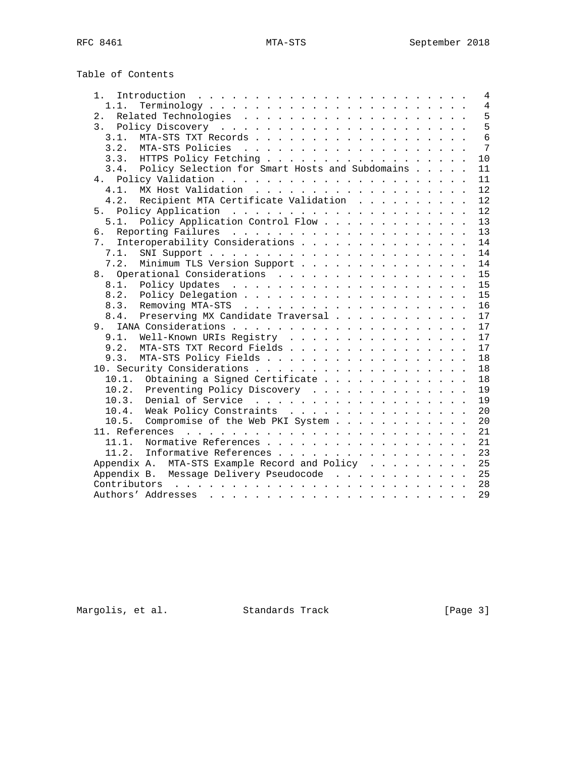Table of Contents

```
   1.  Introduction  . . . . . . . . . . . . . . . . . . . . . . . .   4
     1.1.  Terminology . . . . . . . . . . . . . . . . . . . . . . .   4
   2.  Related Technologies  . . . . . . . . . . . . . . . . . . . .   5
   3.  Policy Discovery  . . . . . . . . . . . . . . . . . . . . . .   5
     3.1.  MTA-STS TXT Records . . . . . . . . . . . . . . . . . . .   6
     3.2.  MTA-STS Policies  . . . . . . . . . . . . . . . . . . . .   7
     3.3.  HTTPS Policy Fetching . . . . . . . . . . . . . . . . . .  10
     3.4.  Policy Selection for Smart Hosts and Subdomains . . . . .  11
   4.  Policy Validation . . . . . . . . . . . . . . . . . . . . . .  11
     4.1.  MX Host Validation  . . . . . . . . . . . . . . . . . . .  12
     4.2.  Recipient MTA Certificate Validation  . . . . . . . . . .  12
   5.  Policy Application  . . . . . . . . . . . . . . . . . . . . .  12
     5.1.  Policy Application Control Flow . . . . . . . . . . . . .  13
   6.  Reporting Failures  . . . . . . . . . . . . . . . . . . . . .  13
   7.  Interoperability Considerations . . . . . . . . . . . . . . .  14
     7.1.  SNI Support . . . . . . . . . . . . . . . . . . . . . . .  14
     7.2.  Minimum TLS Version Support . . . . . . . . . . . . . . .  14
   8.  Operational Considerations  . . . . . . . . . . . . . . . . .  15
     8.1.  Policy Updates  . . . . . . . . . . . . . . . . . . . . .  15
     8.2.  Policy Delegation . . . . . . . . . . . . . . . . . . . .  15
     8.3.  Removing MTA-STS  . . . . . . . . . . . . . . . . . . . .  16
     8.4.  Preserving MX Candidate Traversal . . . . . . . . . . . .  17
   9.  IANA Considerations . . . . . . . . . . . . . . . . . . . . .  17
     9.1.  Well-Known URIs Registry  . . . . . . . . . . . . . . . .  17
     9.2.  MTA-STS TXT Record Fields . . . . . . . . . . . . . . . .  17
     9.3.  MTA-STS Policy Fields . . . . . . . . . . . . . . . . . .  18
   10. Security Considerations . . . . . . . . . . . . . . . . . . .  18
     10.1.  Obtaining a Signed Certificate . . . . . . . . . . . . .  18
     10.2.  Preventing Policy Discovery  . . . . . . . . . . . . . .  19
     10.3.  Denial of Service  . . . . . . . . . . . . . . . . . . .  19
     10.4.  Weak Policy Constraints  . . . . . . . . . . . . . . . .  20
     10.5.  Compromise of the Web PKI System . . . . . . . . . . . .  20
   11. References  . . . . . . . . . . . . . . . . . . . . . . . . .  21
     11.1.  Normative References . . . . . . . . . . . . . . . . . .  21
     11.2.  Informative References . . . . . . . . . . . . . . . . .  23
   Appendix A.  MTA-STS Example Record and Policy  . . . . . . . . .  25
   Appendix B.  Message Delivery Pseudocode  . . . . . . . . . . . .  25
   Contributors  . . . . . . . . . . . . . . . . . . . . . . . . . .  28
   Authors' Addresses  . . . . . . . . . . . . . . . . . . . . . . .  29
```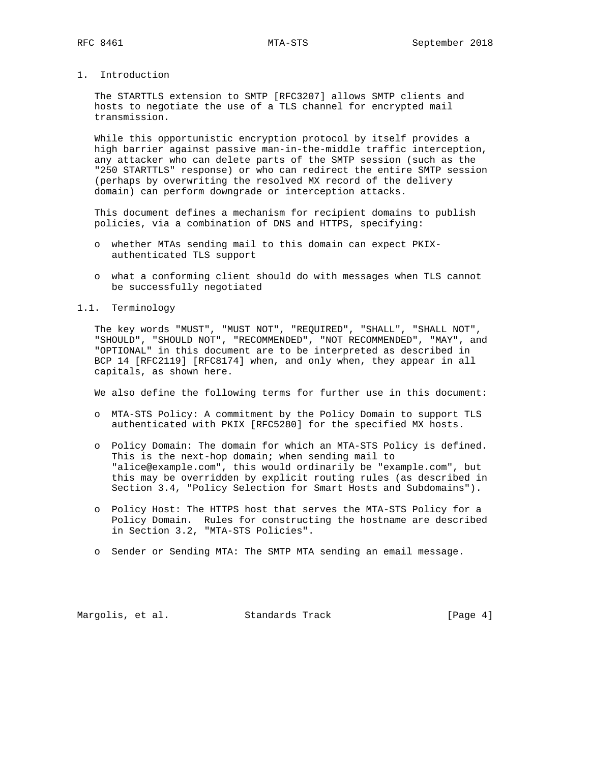# 1. Introduction

The STARTTLS extension to SMTP [RFC3207] allows SMTP clients and hosts to negotiate the use of a TLS channel for encrypted mail transmission.

While this opportunistic encryption protocol by itself provides a high barrier against passive man-in-the-middle traffic interception, any attacker who can delete parts of the SMTP session (such as the "250 STARTTLS" response) or who can redirect the entire SMTP session (perhaps by overwriting the resolved MX record of the delivery domain) can perform downgrade or interception attacks.

This document defines a mechanism for recipient domains to publish policies, via a combination of DNS and HTTPS, specifying:

- whether MTAs sending mail to this domain can expect PKIX-authenticated TLS support
- what a conforming client should do with messages when TLS cannot be successfully negotiated

## 1.1. Terminology

The key words "MUST", "MUST NOT", "REQUIRED", "SHALL", "SHALL NOT", "SHOULD", "SHOULD NOT", "RECOMMENDED", "NOT RECOMMENDED", "MAY", and "OPTIONAL" in this document are to be interpreted as described in BCP 14 [RFC2119] [RFC8174] when, and only when, they appear in all capitals, as shown here.

We also define the following terms for further use in this document:

- MTA-STS Policy: A commitment by the Policy Domain to support TLS authenticated with PKIX [RFC5280] for the specified MX hosts.
- Policy Domain: The domain for which an MTA-STS Policy is defined. This is the next-hop domain; when sending mail to "alice@example.com", this would ordinarily be "example.com", but this may be overridden by explicit routing rules (as described in Section 3.4, "Policy Selection for Smart Hosts and Subdomains").
- Policy Host: The HTTPS host that serves the MTA-STS Policy for a Policy Domain. Rules for constructing the hostname are described in Section 3.2, "MTA-STS Policies".
- Sender or Sending MTA: The SMTP MTA sending an email message.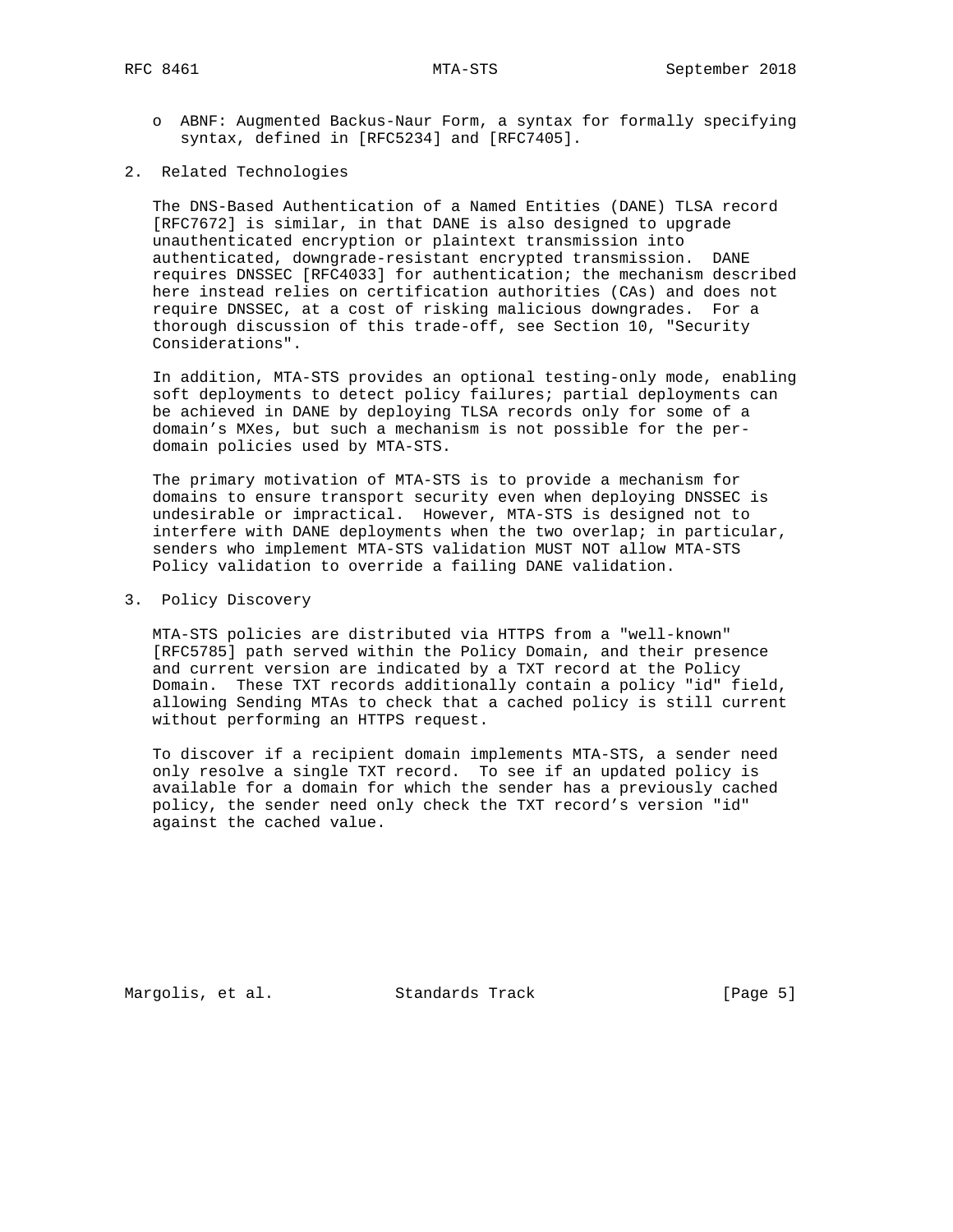- ABNF: Augmented Backus-Naur Form, a syntax for formally specifying syntax, defined in [RFC5234] and [RFC7405].

## 2. Related Technologies

The DNS-Based Authentication of a Named Entities (DANE) TLSA record [RFC7672] is similar, in that DANE is also designed to upgrade unauthenticated encryption or plaintext transmission into authenticated, downgrade-resistant encrypted transmission. DANE requires DNSSEC [RFC4033] for authentication; the mechanism described here instead relies on certification authorities (CAs) and does not require DNSSEC, at a cost of risking malicious downgrades. For a thorough discussion of this trade-off, see Section 10, "Security Considerations".

In addition, MTA-STS provides an optional testing-only mode, enabling soft deployments to detect policy failures; partial deployments can be achieved in DANE by deploying TLSA records only for some of a domain's MXes, but such a mechanism is not possible for the per-domain policies used by MTA-STS.

The primary motivation of MTA-STS is to provide a mechanism for domains to ensure transport security even when deploying DNSSEC is undesirable or impractical. However, MTA-STS is designed not to interfere with DANE deployments when the two overlap; in particular, senders who implement MTA-STS validation MUST NOT allow MTA-STS Policy validation to override a failing DANE validation.

## 3. Policy Discovery

MTA-STS policies are distributed via HTTPS from a "well-known" [RFC5785] path served within the Policy Domain, and their presence and current version are indicated by a TXT record at the Policy Domain. These TXT records additionally contain a policy "id" field, allowing Sending MTAs to check that a cached policy is still current without performing an HTTPS request.

To discover if a recipient domain implements MTA-STS, a sender need only resolve a single TXT record. To see if an updated policy is available for a domain for which the sender has a previously cached policy, the sender need only check the TXT record's version "id" against the cached value.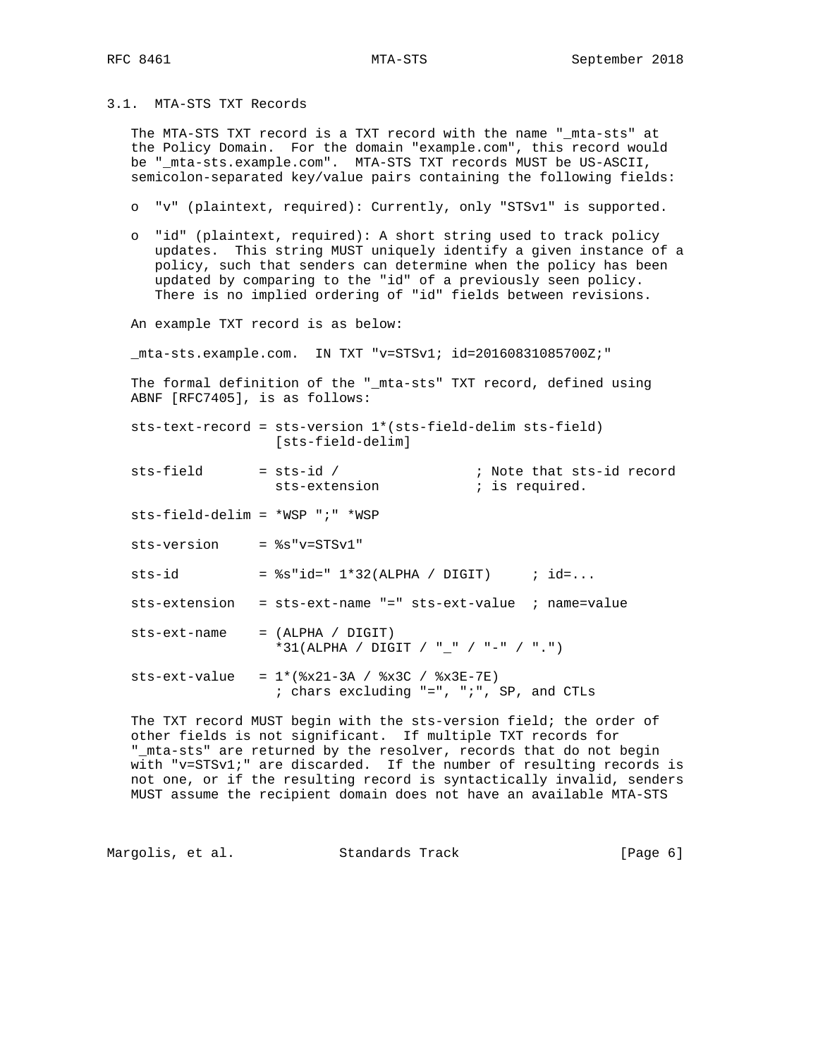### 3.1. MTA-STS TXT Records

The MTA-STS TXT record is a TXT record with the name "_mta-sts" at the Policy Domain. For the domain "example.com", this record would be "_mta-sts.example.com". MTA-STS TXT records MUST be US-ASCII, semicolon-separated key/value pairs containing the following fields:

- "v" (plaintext, required): Currently, only "STSv1" is supported.
- "id" (plaintext, required): A short string used to track policy updates. This string MUST uniquely identify a given instance of a policy, such that senders can determine when the policy has been updated by comparing to the "id" of a previously seen policy. There is no implied ordering of "id" fields between revisions.

An example TXT record is as below:

```
_mta-sts.example.com.  IN TXT "v=STSv1; id=20160831085700Z;"
```

The formal definition of the "_mta-sts" TXT record, defined using ABNF [RFC7405], is as follows:

```
sts-text-record = sts-version 1*(sts-field-delim sts-field)
                  [sts-field-delim]

sts-field       = sts-id /                ; Note that sts-id record
                  sts-extension           ; is required.

sts-field-delim = *WSP ";" *WSP

sts-version     = %s"v=STSv1"

sts-id          = %s"id=" 1*32(ALPHA / DIGIT)     ; id=...

sts-extension   = sts-ext-name "=" sts-ext-value  ; name=value

sts-ext-name    = (ALPHA / DIGIT)
                  *31(ALPHA / DIGIT / "_" / "-" / ".")

sts-ext-value   = 1*(%x21-3A / %x3C / %x3E-7E)
                  ; chars excluding "=", ";", SP, and CTLs
```

The TXT record MUST begin with the sts-version field; the order of other fields is not significant. If multiple TXT records for "_mta-sts" are returned by the resolver, records that do not begin with "v=STSv1;" are discarded. If the number of resulting records is not one, or if the resulting record is syntactically invalid, senders MUST assume the recipient domain does not have an available MTA-STS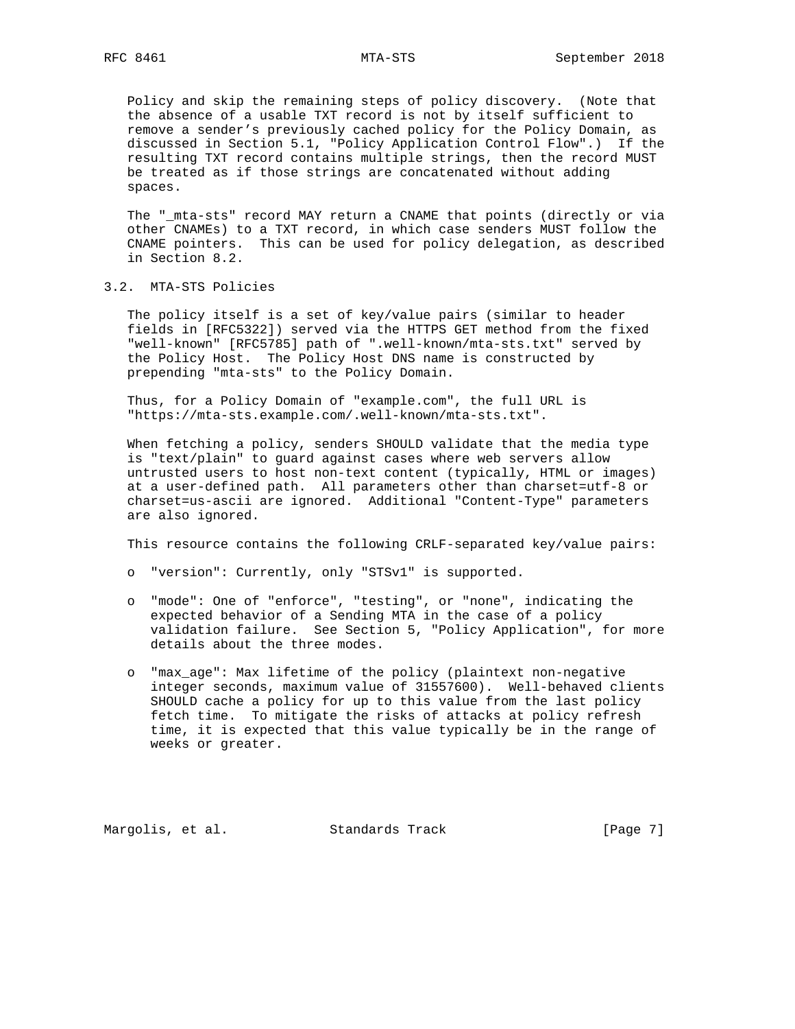Policy and skip the remaining steps of policy discovery. (Note that the absence of a usable TXT record is not by itself sufficient to remove a sender's previously cached policy for the Policy Domain, as discussed in Section 5.1, "Policy Application Control Flow".) If the resulting TXT record contains multiple strings, then the record MUST be treated as if those strings are concatenated without adding spaces.

The "_mta-sts" record MAY return a CNAME that points (directly or via other CNAMEs) to a TXT record, in which case senders MUST follow the CNAME pointers. This can be used for policy delegation, as described in Section 8.2.

### 3.2. MTA-STS Policies

The policy itself is a set of key/value pairs (similar to header fields in [RFC5322]) served via the HTTPS GET method from the fixed "well-known" [RFC5785] path of ".well-known/mta-sts.txt" served by the Policy Host. The Policy Host DNS name is constructed by prepending "mta-sts" to the Policy Domain.

Thus, for a Policy Domain of "example.com", the full URL is "https://mta-sts.example.com/.well-known/mta-sts.txt".

When fetching a policy, senders SHOULD validate that the media type is "text/plain" to guard against cases where web servers allow untrusted users to host non-text content (typically, HTML or images) at a user-defined path. All parameters other than charset=utf-8 or charset=us-ascii are ignored. Additional "Content-Type" parameters are also ignored.

This resource contains the following CRLF-separated key/value pairs:

- "version": Currently, only "STSv1" is supported.

- "mode": One of "enforce", "testing", or "none", indicating the expected behavior of a Sending MTA in the case of a policy validation failure. See Section 5, "Policy Application", for more details about the three modes.

- "max_age": Max lifetime of the policy (plaintext non-negative integer seconds, maximum value of 31557600). Well-behaved clients SHOULD cache a policy for up to this value from the last policy fetch time. To mitigate the risks of attacks at policy refresh time, it is expected that this value typically be in the range of weeks or greater.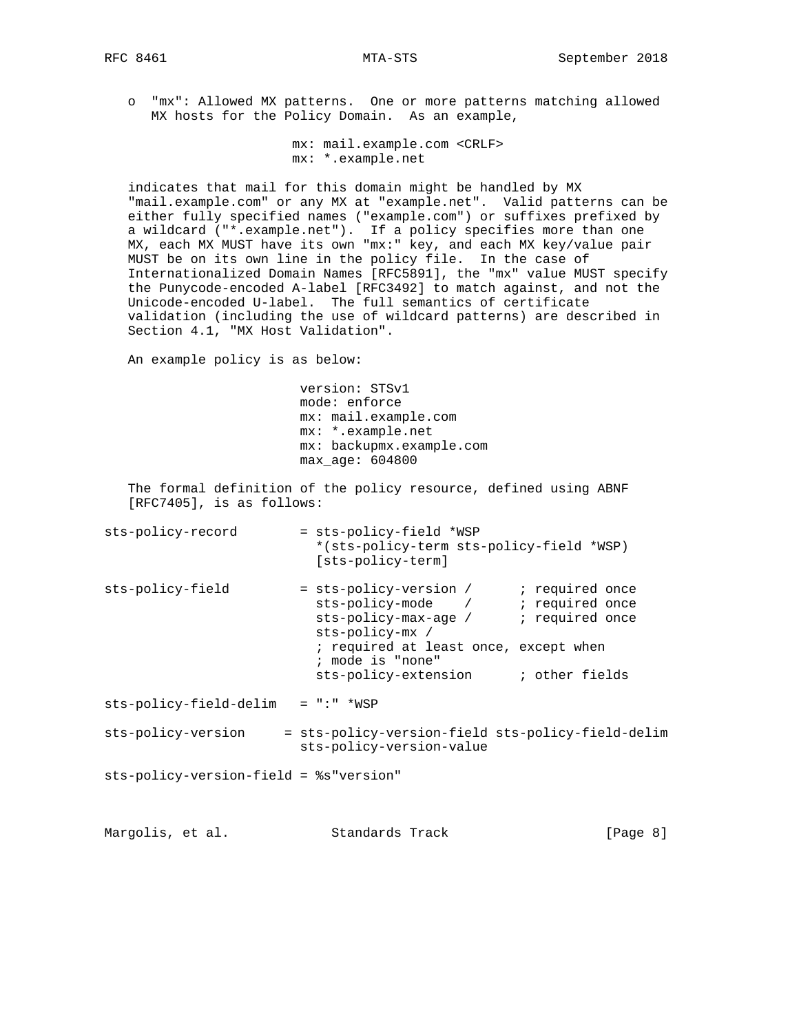- "mx": Allowed MX patterns. One or more patterns matching allowed MX hosts for the Policy Domain. As an example,

```
mx: mail.example.com <CRLF>
mx: *.example.net
```

indicates that mail for this domain might be handled by MX "mail.example.com" or any MX at "example.net". Valid patterns can be either fully specified names ("example.com") or suffixes prefixed by a wildcard ("*.example.net"). If a policy specifies more than one MX, each MX MUST have its own "mx:" key, and each MX key/value pair MUST be on its own line in the policy file. In the case of Internationalized Domain Names [RFC5891], the "mx" value MUST specify the Punycode-encoded A-label [RFC3492] to match against, and not the Unicode-encoded U-label. The full semantics of certificate validation (including the use of wildcard patterns) are described in Section 4.1, "MX Host Validation".

An example policy is as below:

```
version: STSv1
mode: enforce
mx: mail.example.com
mx: *.example.net
mx: backupmx.example.com
max_age: 604800
```

The formal definition of the policy resource, defined using ABNF [RFC7405], is as follows:

```
sts-policy-record        = sts-policy-field *WSP
                           *(sts-policy-term sts-policy-field *WSP)
                           [sts-policy-term]

sts-policy-field         = sts-policy-version /      ; required once
                           sts-policy-mode    /      ; required once
                           sts-policy-max-age /      ; required once
                           sts-policy-mx /
                           ; required at least once, except when
                           ; mode is "none"
                           sts-policy-extension      ; other fields

sts-policy-field-delim   = ":" *WSP

sts-policy-version     = sts-policy-version-field sts-policy-field-delim
                         sts-policy-version-value

sts-policy-version-field = %s"version"
```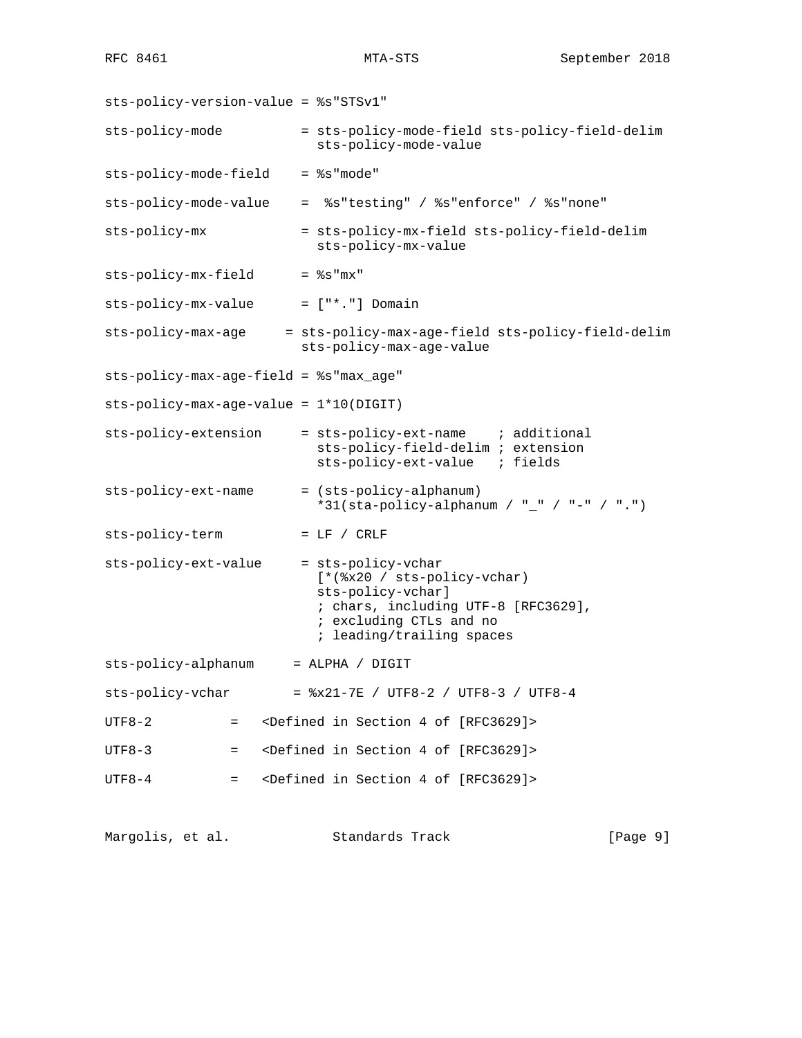```
sts-policy-version-value = %s"STSv1"

sts-policy-mode          = sts-policy-mode-field sts-policy-field-delim
                           sts-policy-mode-value

sts-policy-mode-field    = %s"mode"

sts-policy-mode-value    =  %s"testing" / %s"enforce" / %s"none"

sts-policy-mx            = sts-policy-mx-field sts-policy-field-delim
                           sts-policy-mx-value

sts-policy-mx-field      = %s"mx"

sts-policy-mx-value      = ["*."] Domain

sts-policy-max-age     = sts-policy-max-age-field sts-policy-field-delim
                         sts-policy-max-age-value

sts-policy-max-age-field = %s"max_age"

sts-policy-max-age-value = 1*10(DIGIT)

sts-policy-extension     = sts-policy-ext-name    ; additional
                           sts-policy-field-delim ; extension
                           sts-policy-ext-value   ; fields

sts-policy-ext-name      = (sts-policy-alphanum)
                           *31(sta-policy-alphanum / "_" / "-" / ".")

sts-policy-term          = LF / CRLF

sts-policy-ext-value     = sts-policy-vchar
                           [*(%x20 / sts-policy-vchar)
                           sts-policy-vchar]
                           ; chars, including UTF-8 [RFC3629],
                           ; excluding CTLs and no
                           ; leading/trailing spaces

sts-policy-alphanum     = ALPHA / DIGIT

sts-policy-vchar        = %x21-7E / UTF8-2 / UTF8-3 / UTF8-4

UTF8-2         =   <Defined in Section 4 of [RFC3629]>

UTF8-3         =   <Defined in Section 4 of [RFC3629]>

UTF8-4         =   <Defined in Section 4 of [RFC3629]>
```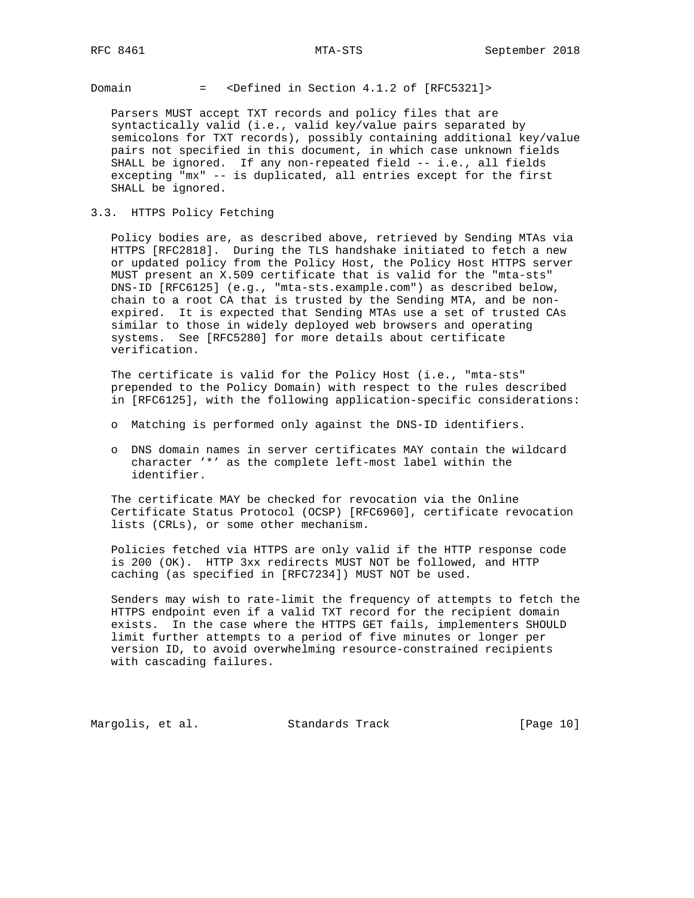```
Domain          =   <Defined in Section 4.1.2 of [RFC5321]>
```

Parsers MUST accept TXT records and policy files that are syntactically valid (i.e., valid key/value pairs separated by semicolons for TXT records), possibly containing additional key/value pairs not specified in this document, in which case unknown fields SHALL be ignored. If any non-repeated field -- i.e., all fields excepting "mx" -- is duplicated, all entries except for the first SHALL be ignored.

## 3.3. HTTPS Policy Fetching

Policy bodies are, as described above, retrieved by Sending MTAs via HTTPS [RFC2818]. During the TLS handshake initiated to fetch a new or updated policy from the Policy Host, the Policy Host HTTPS server MUST present an X.509 certificate that is valid for the "mta-sts" DNS-ID [RFC6125] (e.g., "mta-sts.example.com") as described below, chain to a root CA that is trusted by the Sending MTA, and be non-expired. It is expected that Sending MTAs use a set of trusted CAs similar to those in widely deployed web browsers and operating systems. See [RFC5280] for more details about certificate verification.

The certificate is valid for the Policy Host (i.e., "mta-sts" prepended to the Policy Domain) with respect to the rules described in [RFC6125], with the following application-specific considerations:

- Matching is performed only against the DNS-ID identifiers.
- DNS domain names in server certificates MAY contain the wildcard character '*' as the complete left-most label within the identifier.

The certificate MAY be checked for revocation via the Online Certificate Status Protocol (OCSP) [RFC6960], certificate revocation lists (CRLs), or some other mechanism.

Policies fetched via HTTPS are only valid if the HTTP response code is 200 (OK). HTTP 3xx redirects MUST NOT be followed, and HTTP caching (as specified in [RFC7234]) MUST NOT be used.

Senders may wish to rate-limit the frequency of attempts to fetch the HTTPS endpoint even if a valid TXT record for the recipient domain exists. In the case where the HTTPS GET fails, implementers SHOULD limit further attempts to a period of five minutes or longer per version ID, to avoid overwhelming resource-constrained recipients with cascading failures.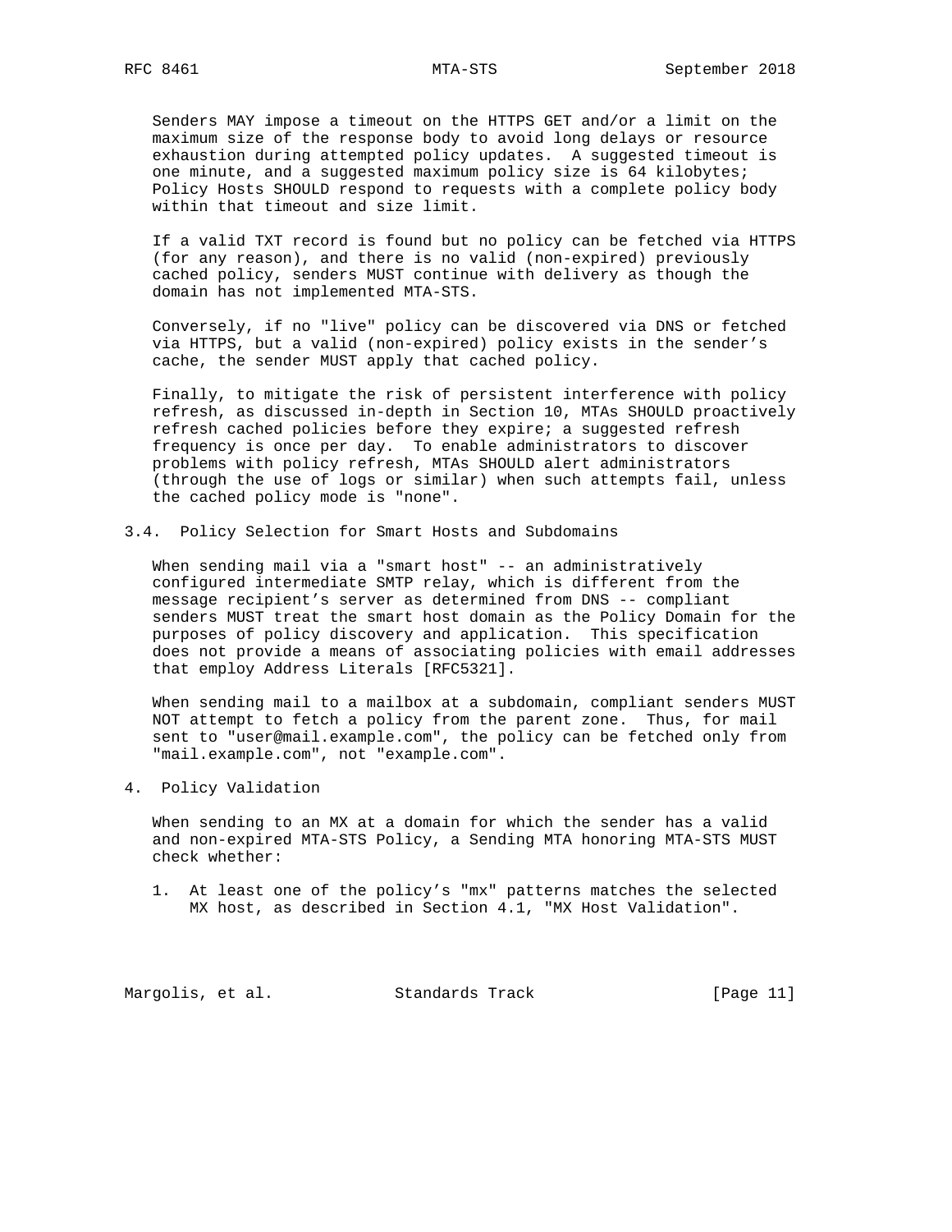Senders MAY impose a timeout on the HTTPS GET and/or a limit on the maximum size of the response body to avoid long delays or resource exhaustion during attempted policy updates. A suggested timeout is one minute, and a suggested maximum policy size is 64 kilobytes; Policy Hosts SHOULD respond to requests with a complete policy body within that timeout and size limit.

If a valid TXT record is found but no policy can be fetched via HTTPS (for any reason), and there is no valid (non-expired) previously cached policy, senders MUST continue with delivery as though the domain has not implemented MTA-STS.

Conversely, if no "live" policy can be discovered via DNS or fetched via HTTPS, but a valid (non-expired) policy exists in the sender's cache, the sender MUST apply that cached policy.

Finally, to mitigate the risk of persistent interference with policy refresh, as discussed in-depth in Section 10, MTAs SHOULD proactively refresh cached policies before they expire; a suggested refresh frequency is once per day. To enable administrators to discover problems with policy refresh, MTAs SHOULD alert administrators (through the use of logs or similar) when such attempts fail, unless the cached policy mode is "none".

### 3.4. Policy Selection for Smart Hosts and Subdomains

When sending mail via a "smart host" -- an administratively configured intermediate SMTP relay, which is different from the message recipient's server as determined from DNS -- compliant senders MUST treat the smart host domain as the Policy Domain for the purposes of policy discovery and application. This specification does not provide a means of associating policies with email addresses that employ Address Literals [RFC5321].

When sending mail to a mailbox at a subdomain, compliant senders MUST NOT attempt to fetch a policy from the parent zone. Thus, for mail sent to "user@mail.example.com", the policy can be fetched only from "mail.example.com", not "example.com".

## 4. Policy Validation

When sending to an MX at a domain for which the sender has a valid and non-expired MTA-STS Policy, a Sending MTA honoring MTA-STS MUST check whether:

1. At least one of the policy's "mx" patterns matches the selected MX host, as described in Section 4.1, "MX Host Validation".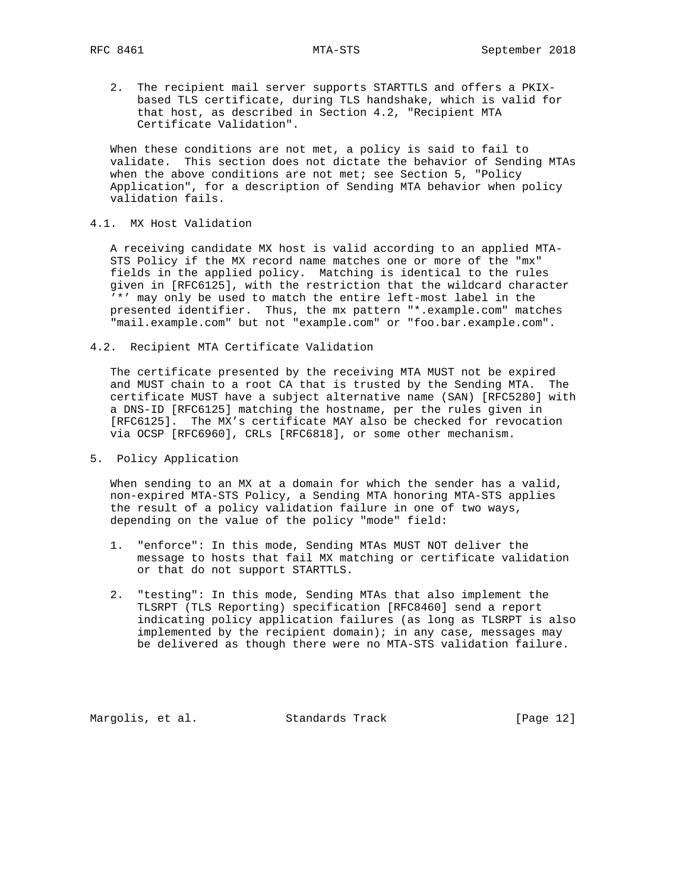2. The recipient mail server supports STARTTLS and offers a PKIX-based TLS certificate, during TLS handshake, which is valid for that host, as described in Section 4.2, "Recipient MTA Certificate Validation".

When these conditions are not met, a policy is said to fail to validate. This section does not dictate the behavior of Sending MTAs when the above conditions are not met; see Section 5, "Policy Application", for a description of Sending MTA behavior when policy validation fails.

## 4.1. MX Host Validation

A receiving candidate MX host is valid according to an applied MTA-STS Policy if the MX record name matches one or more of the "mx" fields in the applied policy. Matching is identical to the rules given in [RFC6125], with the restriction that the wildcard character '*' may only be used to match the entire left-most label in the presented identifier. Thus, the mx pattern "*.example.com" matches "mail.example.com" but not "example.com" or "foo.bar.example.com".

## 4.2. Recipient MTA Certificate Validation

The certificate presented by the receiving MTA MUST not be expired and MUST chain to a root CA that is trusted by the Sending MTA. The certificate MUST have a subject alternative name (SAN) [RFC5280] with a DNS-ID [RFC6125] matching the hostname, per the rules given in [RFC6125]. The MX's certificate MAY also be checked for revocation via OCSP [RFC6960], CRLs [RFC6818], or some other mechanism.

# 5. Policy Application

When sending to an MX at a domain for which the sender has a valid, non-expired MTA-STS Policy, a Sending MTA honoring MTA-STS applies the result of a policy validation failure in one of two ways, depending on the value of the policy "mode" field:

1. "enforce": In this mode, Sending MTAs MUST NOT deliver the message to hosts that fail MX matching or certificate validation or that do not support STARTTLS.

2. "testing": In this mode, Sending MTAs that also implement the TLSRPT (TLS Reporting) specification [RFC8460] send a report indicating policy application failures (as long as TLSRPT is also implemented by the recipient domain); in any case, messages may be delivered as though there were no MTA-STS validation failure.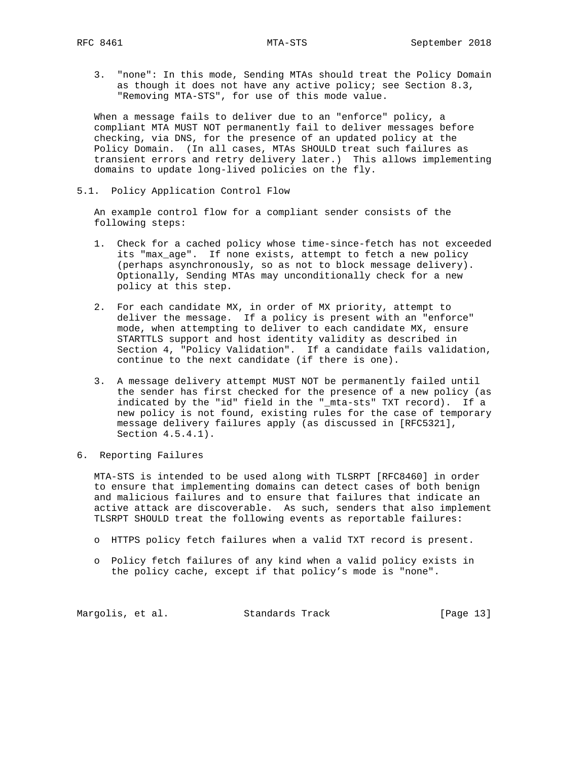3. "none": In this mode, Sending MTAs should treat the Policy Domain as though it does not have any active policy; see Section 8.3, "Removing MTA-STS", for use of this mode value.

When a message fails to deliver due to an "enforce" policy, a compliant MTA MUST NOT permanently fail to deliver messages before checking, via DNS, for the presence of an updated policy at the Policy Domain. (In all cases, MTAs SHOULD treat such failures as transient errors and retry delivery later.) This allows implementing domains to update long-lived policies on the fly.

## 5.1. Policy Application Control Flow

An example control flow for a compliant sender consists of the following steps:

1. Check for a cached policy whose time-since-fetch has not exceeded its "max_age". If none exists, attempt to fetch a new policy (perhaps asynchronously, so as not to block message delivery). Optionally, Sending MTAs may unconditionally check for a new policy at this step.

2. For each candidate MX, in order of MX priority, attempt to deliver the message. If a policy is present with an "enforce" mode, when attempting to deliver to each candidate MX, ensure STARTTLS support and host identity validity as described in Section 4, "Policy Validation". If a candidate fails validation, continue to the next candidate (if there is one).

3. A message delivery attempt MUST NOT be permanently failed until the sender has first checked for the presence of a new policy (as indicated by the "id" field in the "_mta-sts" TXT record). If a new policy is not found, existing rules for the case of temporary message delivery failures apply (as discussed in [RFC5321], Section 4.5.4.1).

# 6. Reporting Failures

MTA-STS is intended to be used along with TLSRPT [RFC8460] in order to ensure that implementing domains can detect cases of both benign and malicious failures and to ensure that failures that indicate an active attack are discoverable. As such, senders that also implement TLSRPT SHOULD treat the following events as reportable failures:

- HTTPS policy fetch failures when a valid TXT record is present.

- Policy fetch failures of any kind when a valid policy exists in the policy cache, except if that policy's mode is "none".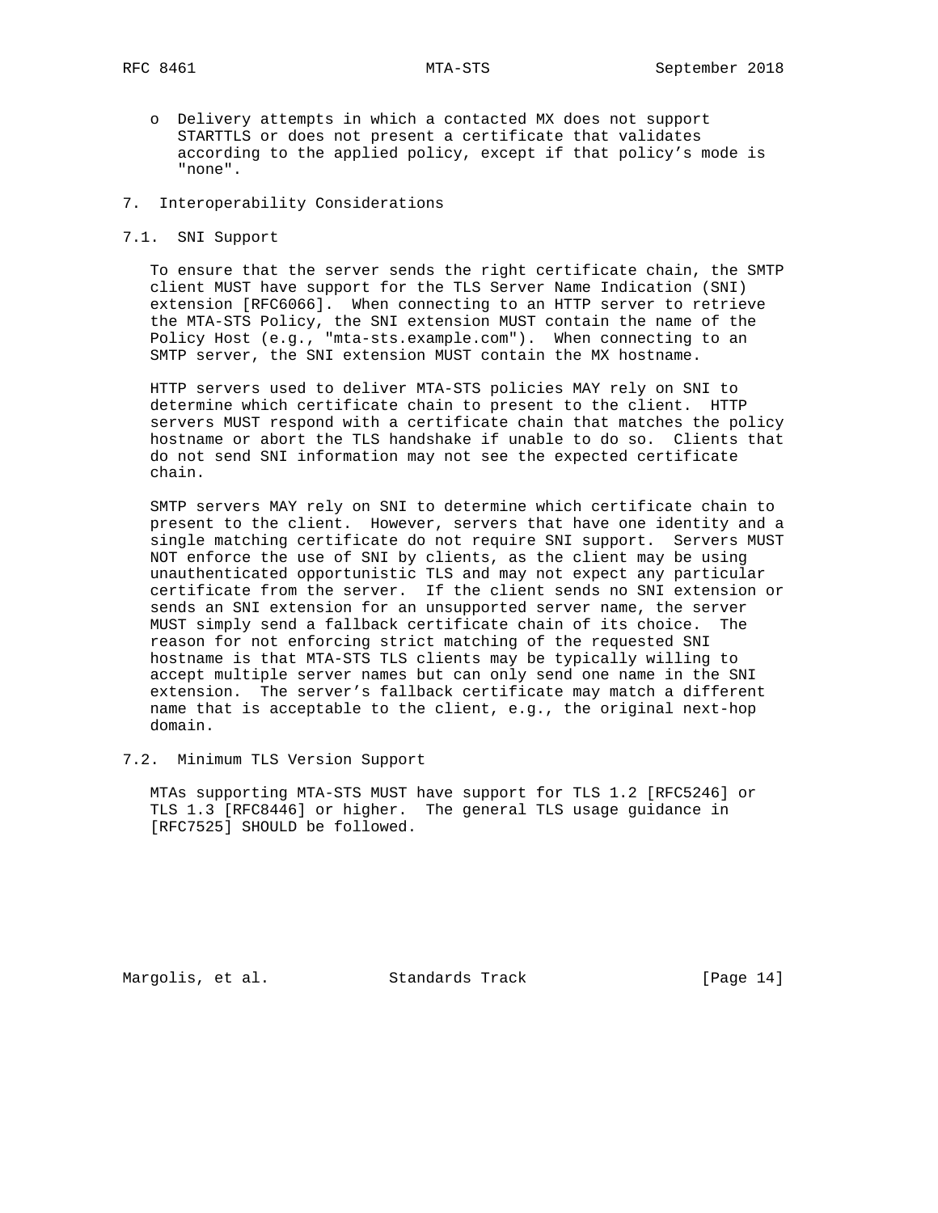- Delivery attempts in which a contacted MX does not support STARTTLS or does not present a certificate that validates according to the applied policy, except if that policy's mode is "none".

## 7. Interoperability Considerations

### 7.1. SNI Support

To ensure that the server sends the right certificate chain, the SMTP client MUST have support for the TLS Server Name Indication (SNI) extension [RFC6066]. When connecting to an HTTP server to retrieve the MTA-STS Policy, the SNI extension MUST contain the name of the Policy Host (e.g., "mta-sts.example.com"). When connecting to an SMTP server, the SNI extension MUST contain the MX hostname.

HTTP servers used to deliver MTA-STS policies MAY rely on SNI to determine which certificate chain to present to the client. HTTP servers MUST respond with a certificate chain that matches the policy hostname or abort the TLS handshake if unable to do so. Clients that do not send SNI information may not see the expected certificate chain.

SMTP servers MAY rely on SNI to determine which certificate chain to present to the client. However, servers that have one identity and a single matching certificate do not require SNI support. Servers MUST NOT enforce the use of SNI by clients, as the client may be using unauthenticated opportunistic TLS and may not expect any particular certificate from the server. If the client sends no SNI extension or sends an SNI extension for an unsupported server name, the server MUST simply send a fallback certificate chain of its choice. The reason for not enforcing strict matching of the requested SNI hostname is that MTA-STS TLS clients may be typically willing to accept multiple server names but can only send one name in the SNI extension. The server's fallback certificate may match a different name that is acceptable to the client, e.g., the original next-hop domain.

### 7.2. Minimum TLS Version Support

MTAs supporting MTA-STS MUST have support for TLS 1.2 [RFC5246] or TLS 1.3 [RFC8446] or higher. The general TLS usage guidance in [RFC7525] SHOULD be followed.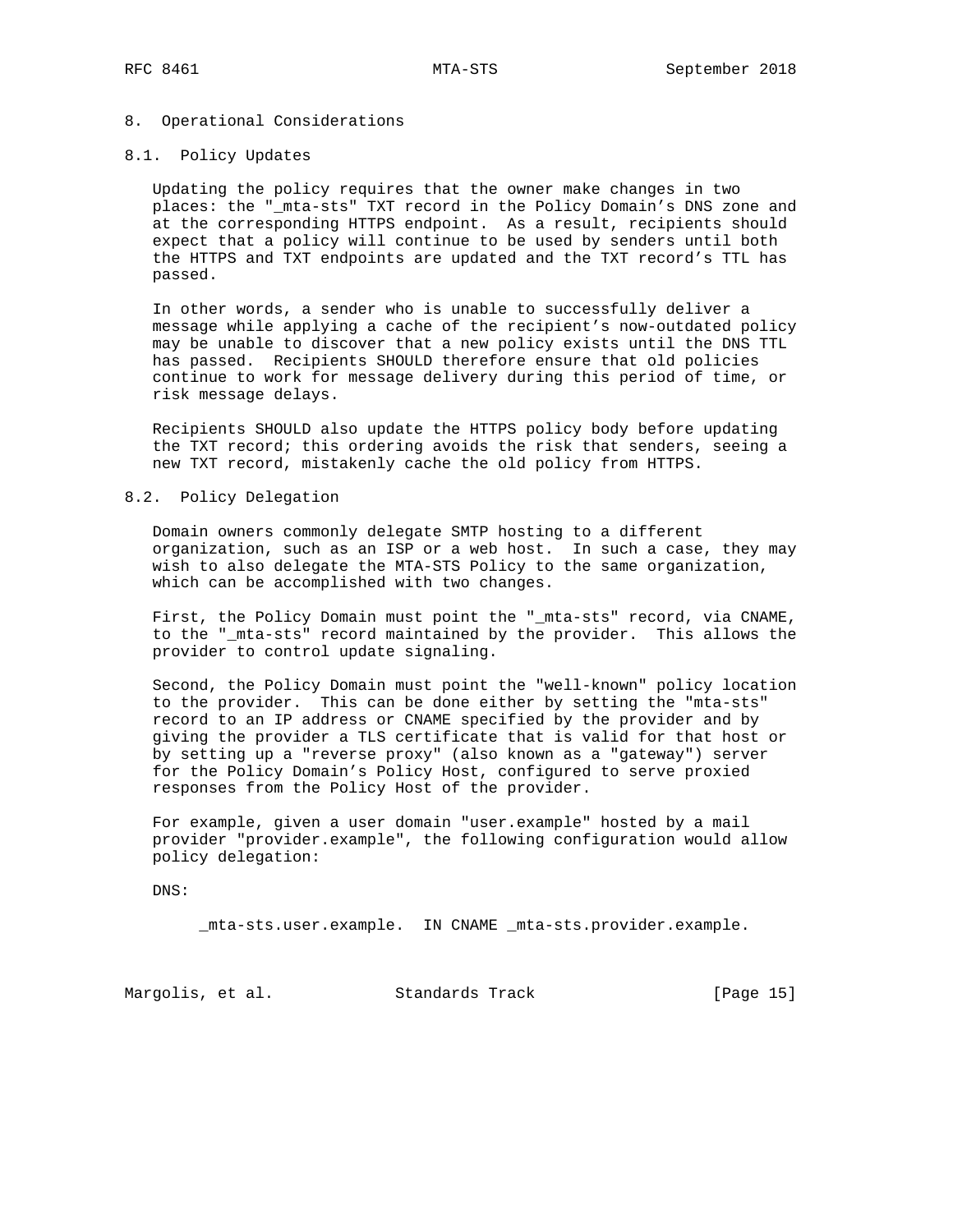## 8. Operational Considerations

### 8.1. Policy Updates

Updating the policy requires that the owner make changes in two places: the "_mta-sts" TXT record in the Policy Domain's DNS zone and at the corresponding HTTPS endpoint. As a result, recipients should expect that a policy will continue to be used by senders until both the HTTPS and TXT endpoints are updated and the TXT record's TTL has passed.

In other words, a sender who is unable to successfully deliver a message while applying a cache of the recipient's now-outdated policy may be unable to discover that a new policy exists until the DNS TTL has passed. Recipients SHOULD therefore ensure that old policies continue to work for message delivery during this period of time, or risk message delays.

Recipients SHOULD also update the HTTPS policy body before updating the TXT record; this ordering avoids the risk that senders, seeing a new TXT record, mistakenly cache the old policy from HTTPS.

### 8.2. Policy Delegation

Domain owners commonly delegate SMTP hosting to a different organization, such as an ISP or a web host. In such a case, they may wish to also delegate the MTA-STS Policy to the same organization, which can be accomplished with two changes.

First, the Policy Domain must point the "_mta-sts" record, via CNAME, to the "_mta-sts" record maintained by the provider. This allows the provider to control update signaling.

Second, the Policy Domain must point the "well-known" policy location to the provider. This can be done either by setting the "mta-sts" record to an IP address or CNAME specified by the provider and by giving the provider a TLS certificate that is valid for that host or by setting up a "reverse proxy" (also known as a "gateway") server for the Policy Domain's Policy Host, configured to serve proxied responses from the Policy Host of the provider.

For example, given a user domain "user.example" hosted by a mail provider "provider.example", the following configuration would allow policy delegation:

DNS:

```
_mta-sts.user.example.  IN CNAME _mta-sts.provider.example.
```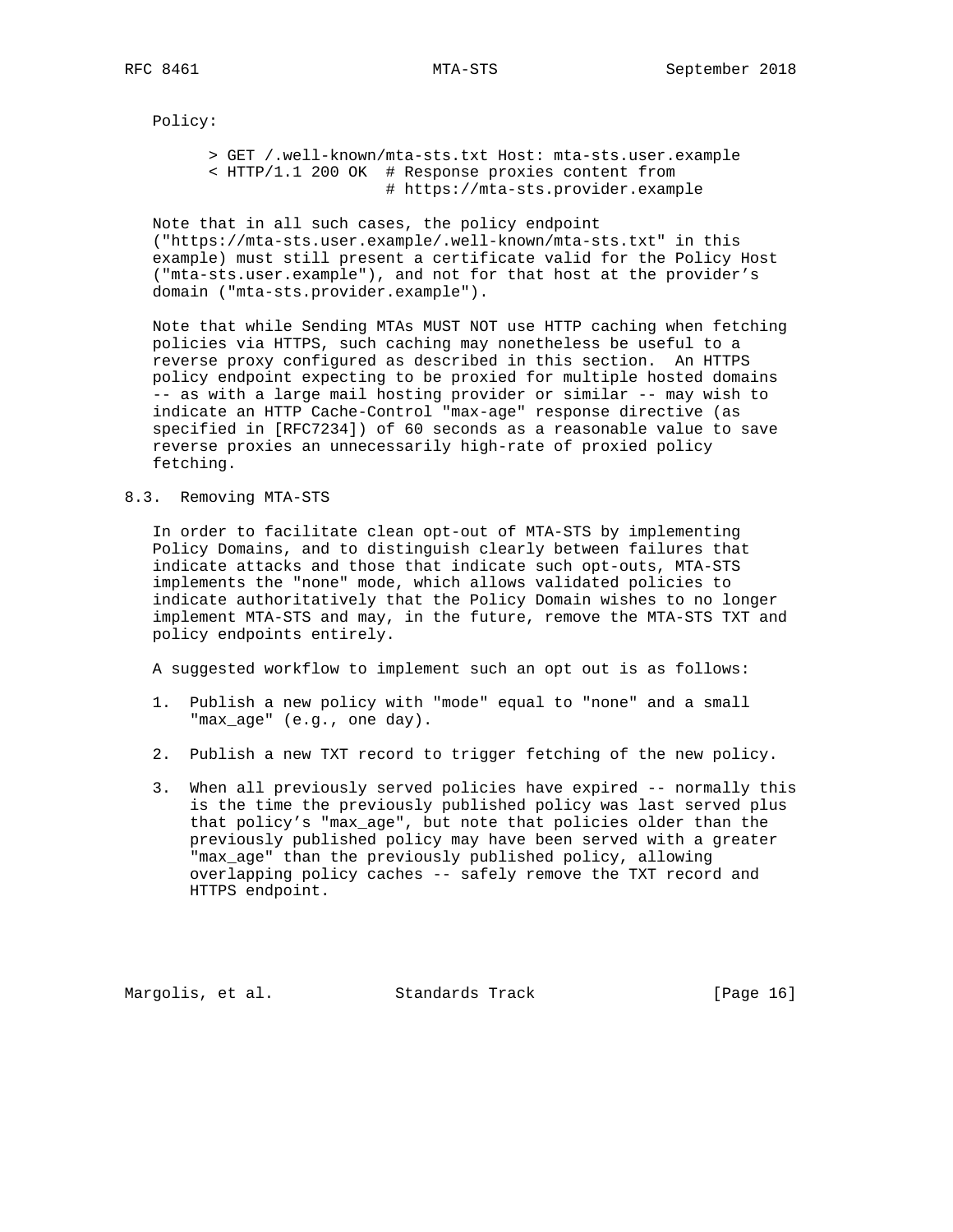Policy:

```
> GET /.well-known/mta-sts.txt Host: mta-sts.user.example
< HTTP/1.1 200 OK  # Response proxies content from
                   # https://mta-sts.provider.example
```

Note that in all such cases, the policy endpoint ("https://mta-sts.user.example/.well-known/mta-sts.txt" in this example) must still present a certificate valid for the Policy Host ("mta-sts.user.example"), and not for that host at the provider's domain ("mta-sts.provider.example").

Note that while Sending MTAs MUST NOT use HTTP caching when fetching policies via HTTPS, such caching may nonetheless be useful to a reverse proxy configured as described in this section. An HTTPS policy endpoint expecting to be proxied for multiple hosted domains -- as with a large mail hosting provider or similar -- may wish to indicate an HTTP Cache-Control "max-age" response directive (as specified in [RFC7234]) of 60 seconds as a reasonable value to save reverse proxies an unnecessarily high-rate of proxied policy fetching.

## 8.3. Removing MTA-STS

In order to facilitate clean opt-out of MTA-STS by implementing Policy Domains, and to distinguish clearly between failures that indicate attacks and those that indicate such opt-outs, MTA-STS implements the "none" mode, which allows validated policies to indicate authoritatively that the Policy Domain wishes to no longer implement MTA-STS and may, in the future, remove the MTA-STS TXT and policy endpoints entirely.

A suggested workflow to implement such an opt out is as follows:

1. Publish a new policy with "mode" equal to "none" and a small "max_age" (e.g., one day).

2. Publish a new TXT record to trigger fetching of the new policy.

3. When all previously served policies have expired -- normally this is the time the previously published policy was last served plus that policy's "max_age", but note that policies older than the previously published policy may have been served with a greater "max_age" than the previously published policy, allowing overlapping policy caches -- safely remove the TXT record and HTTPS endpoint.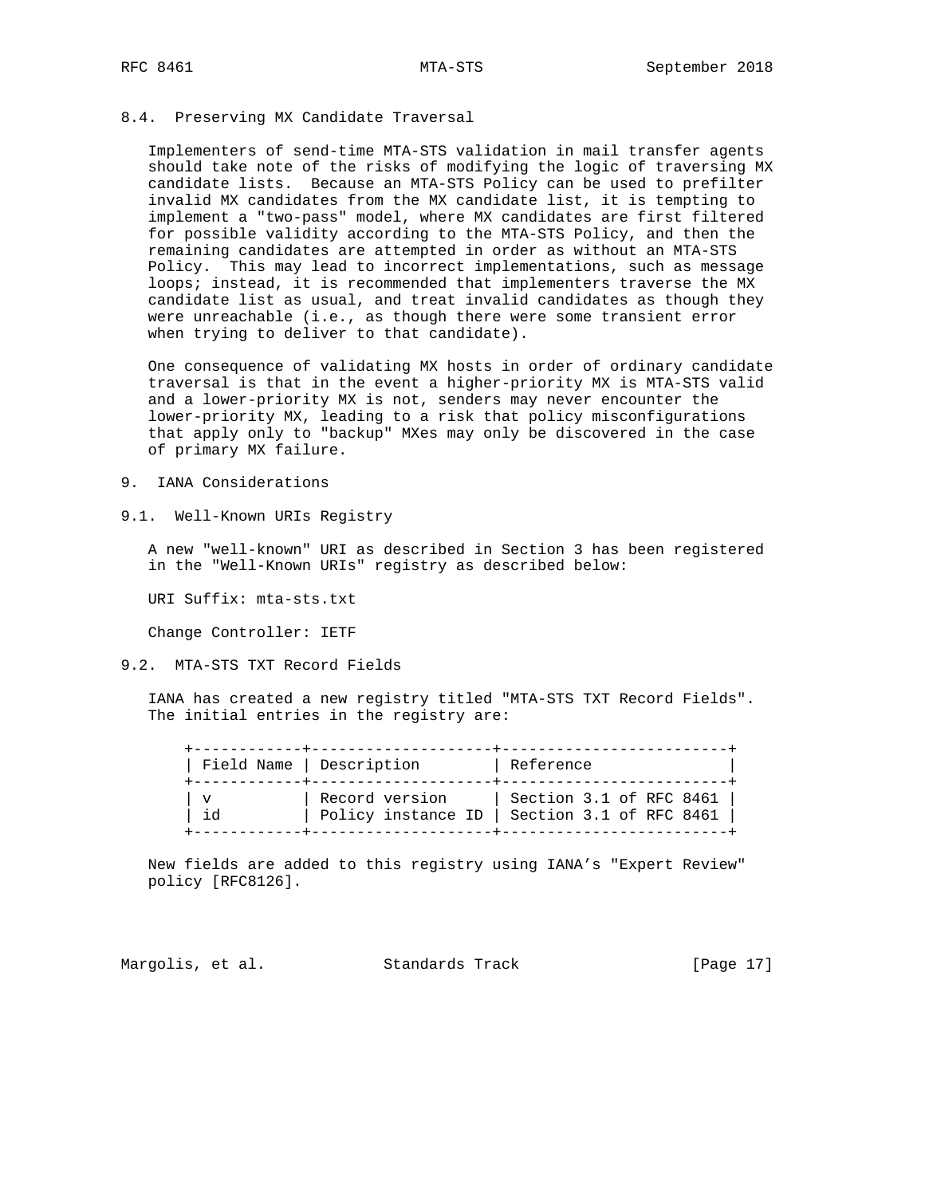### 8.4. Preserving MX Candidate Traversal

Implementers of send-time MTA-STS validation in mail transfer agents should take note of the risks of modifying the logic of traversing MX candidate lists. Because an MTA-STS Policy can be used to prefilter invalid MX candidates from the MX candidate list, it is tempting to implement a "two-pass" model, where MX candidates are first filtered for possible validity according to the MTA-STS Policy, and then the remaining candidates are attempted in order as without an MTA-STS Policy. This may lead to incorrect implementations, such as message loops; instead, it is recommended that implementers traverse the MX candidate list as usual, and treat invalid candidates as though they were unreachable (i.e., as though there were some transient error when trying to deliver to that candidate).

One consequence of validating MX hosts in order of ordinary candidate traversal is that in the event a higher-priority MX is MTA-STS valid and a lower-priority MX is not, senders may never encounter the lower-priority MX, leading to a risk that policy misconfigurations that apply only to "backup" MXes may only be discovered in the case of primary MX failure.

## 9. IANA Considerations

### 9.1. Well-Known URIs Registry

A new "well-known" URI as described in Section 3 has been registered in the "Well-Known URIs" registry as described below:

URI Suffix: mta-sts.txt

Change Controller: IETF

### 9.2. MTA-STS TXT Record Fields

IANA has created a new registry titled "MTA-STS TXT Record Fields". The initial entries in the registry are:

| Field Name | Description | Reference |
|---|---|---|
| v | Record version | Section 3.1 of RFC 8461 |
| id | Policy instance ID | Section 3.1 of RFC 8461 |

New fields are added to this registry using IANA's "Expert Review" policy [RFC8126].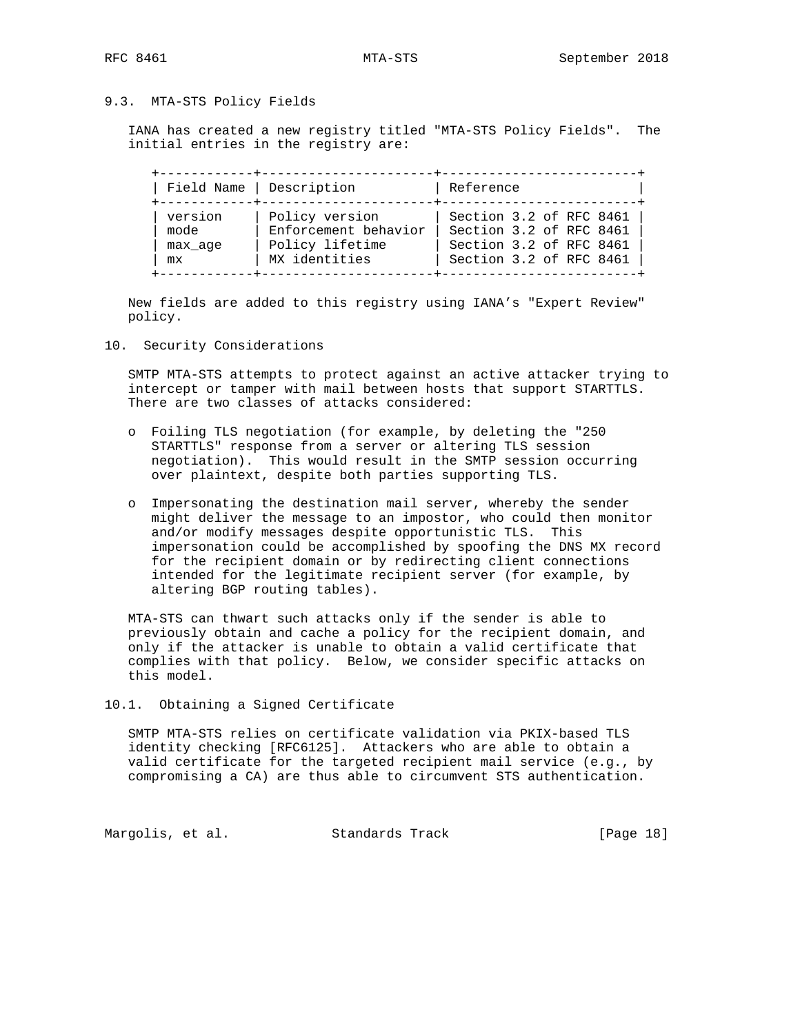### 9.3. MTA-STS Policy Fields

IANA has created a new registry titled "MTA-STS Policy Fields". The initial entries in the registry are:

| Field Name | Description | Reference |
|---|---|---|
| version | Policy version | Section 3.2 of RFC 8461 |
| mode | Enforcement behavior | Section 3.2 of RFC 8461 |
| max_age | Policy lifetime | Section 3.2 of RFC 8461 |
| mx | MX identities | Section 3.2 of RFC 8461 |

New fields are added to this registry using IANA's "Expert Review" policy.

## 10. Security Considerations

SMTP MTA-STS attempts to protect against an active attacker trying to intercept or tamper with mail between hosts that support STARTTLS. There are two classes of attacks considered:

- Foiling TLS negotiation (for example, by deleting the "250 STARTTLS" response from a server or altering TLS session negotiation). This would result in the SMTP session occurring over plaintext, despite both parties supporting TLS.

- Impersonating the destination mail server, whereby the sender might deliver the message to an impostor, who could then monitor and/or modify messages despite opportunistic TLS. This impersonation could be accomplished by spoofing the DNS MX record for the recipient domain or by redirecting client connections intended for the legitimate recipient server (for example, by altering BGP routing tables).

MTA-STS can thwart such attacks only if the sender is able to previously obtain and cache a policy for the recipient domain, and only if the attacker is unable to obtain a valid certificate that complies with that policy. Below, we consider specific attacks on this model.

### 10.1. Obtaining a Signed Certificate

SMTP MTA-STS relies on certificate validation via PKIX-based TLS identity checking [RFC6125]. Attackers who are able to obtain a valid certificate for the targeted recipient mail service (e.g., by compromising a CA) are thus able to circumvent STS authentication.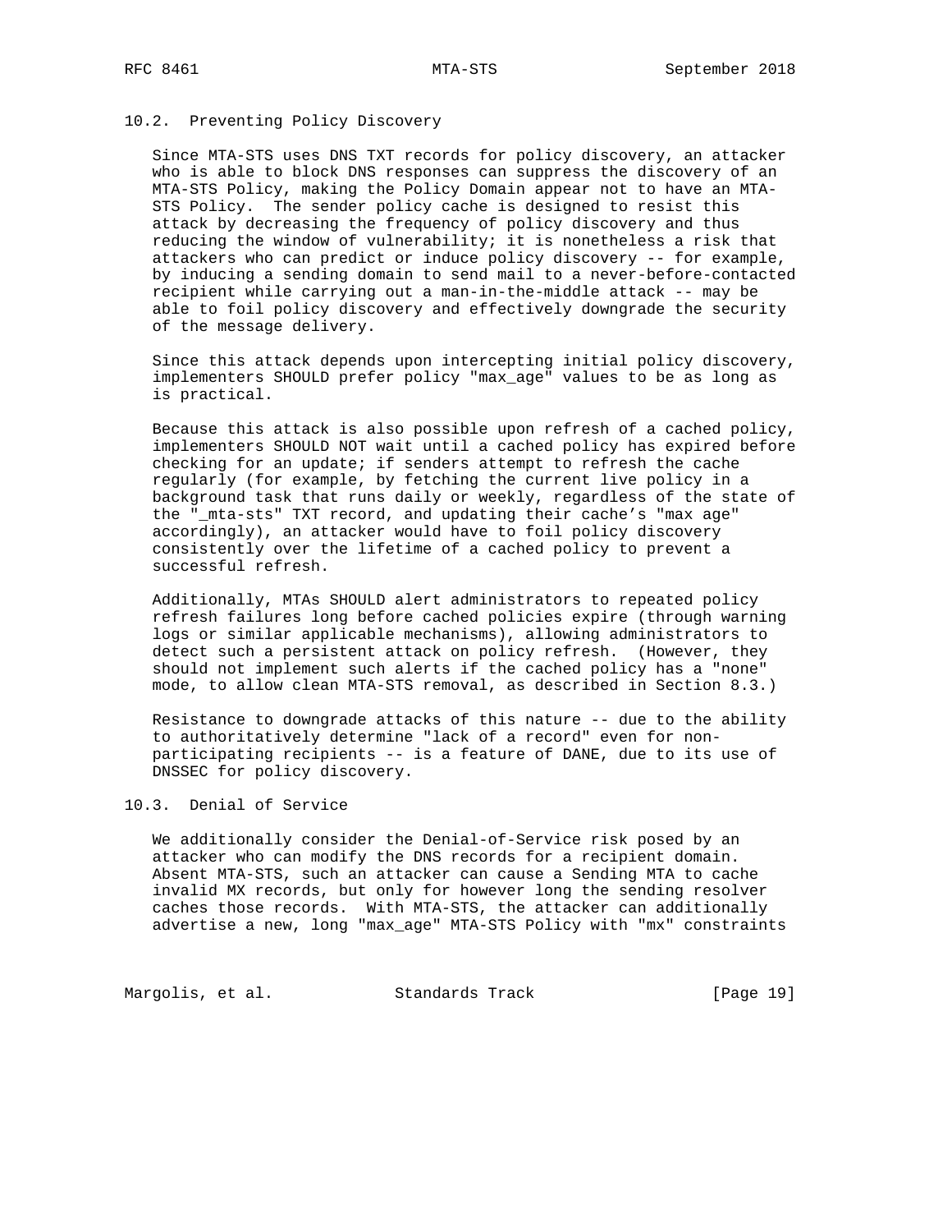## 10.2. Preventing Policy Discovery

Since MTA-STS uses DNS TXT records for policy discovery, an attacker who is able to block DNS responses can suppress the discovery of an MTA-STS Policy, making the Policy Domain appear not to have an MTA-STS Policy. The sender policy cache is designed to resist this attack by decreasing the frequency of policy discovery and thus reducing the window of vulnerability; it is nonetheless a risk that attackers who can predict or induce policy discovery -- for example, by inducing a sending domain to send mail to a never-before-contacted recipient while carrying out a man-in-the-middle attack -- may be able to foil policy discovery and effectively downgrade the security of the message delivery.

Since this attack depends upon intercepting initial policy discovery, implementers SHOULD prefer policy "max_age" values to be as long as is practical.

Because this attack is also possible upon refresh of a cached policy, implementers SHOULD NOT wait until a cached policy has expired before checking for an update; if senders attempt to refresh the cache regularly (for example, by fetching the current live policy in a background task that runs daily or weekly, regardless of the state of the "_mta-sts" TXT record, and updating their cache's "max age" accordingly), an attacker would have to foil policy discovery consistently over the lifetime of a cached policy to prevent a successful refresh.

Additionally, MTAs SHOULD alert administrators to repeated policy refresh failures long before cached policies expire (through warning logs or similar applicable mechanisms), allowing administrators to detect such a persistent attack on policy refresh. (However, they should not implement such alerts if the cached policy has a "none" mode, to allow clean MTA-STS removal, as described in Section 8.3.)

Resistance to downgrade attacks of this nature -- due to the ability to authoritatively determine "lack of a record" even for non-participating recipients -- is a feature of DANE, due to its use of DNSSEC for policy discovery.

## 10.3. Denial of Service

We additionally consider the Denial-of-Service risk posed by an attacker who can modify the DNS records for a recipient domain. Absent MTA-STS, such an attacker can cause a Sending MTA to cache invalid MX records, but only for however long the sending resolver caches those records. With MTA-STS, the attacker can additionally advertise a new, long "max_age" MTA-STS Policy with "mx" constraints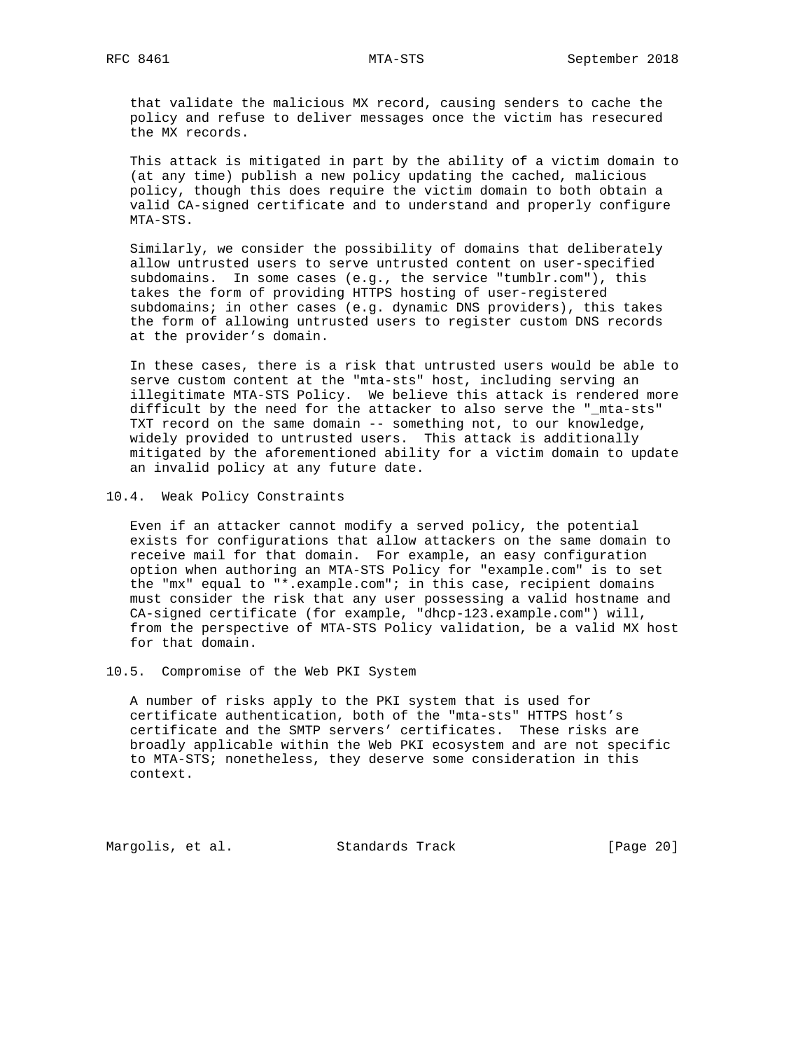that validate the malicious MX record, causing senders to cache the policy and refuse to deliver messages once the victim has resecured the MX records.

This attack is mitigated in part by the ability of a victim domain to (at any time) publish a new policy updating the cached, malicious policy, though this does require the victim domain to both obtain a valid CA-signed certificate and to understand and properly configure MTA-STS.

Similarly, we consider the possibility of domains that deliberately allow untrusted users to serve untrusted content on user-specified subdomains. In some cases (e.g., the service "tumblr.com"), this takes the form of providing HTTPS hosting of user-registered subdomains; in other cases (e.g. dynamic DNS providers), this takes the form of allowing untrusted users to register custom DNS records at the provider's domain.

In these cases, there is a risk that untrusted users would be able to serve custom content at the "mta-sts" host, including serving an illegitimate MTA-STS Policy. We believe this attack is rendered more difficult by the need for the attacker to also serve the "_mta-sts" TXT record on the same domain -- something not, to our knowledge, widely provided to untrusted users. This attack is additionally mitigated by the aforementioned ability for a victim domain to update an invalid policy at any future date.

## 10.4. Weak Policy Constraints

Even if an attacker cannot modify a served policy, the potential exists for configurations that allow attackers on the same domain to receive mail for that domain. For example, an easy configuration option when authoring an MTA-STS Policy for "example.com" is to set the "mx" equal to "*.example.com"; in this case, recipient domains must consider the risk that any user possessing a valid hostname and CA-signed certificate (for example, "dhcp-123.example.com") will, from the perspective of MTA-STS Policy validation, be a valid MX host for that domain.

## 10.5. Compromise of the Web PKI System

A number of risks apply to the PKI system that is used for certificate authentication, both of the "mta-sts" HTTPS host's certificate and the SMTP servers' certificates. These risks are broadly applicable within the Web PKI ecosystem and are not specific to MTA-STS; nonetheless, they deserve some consideration in this context.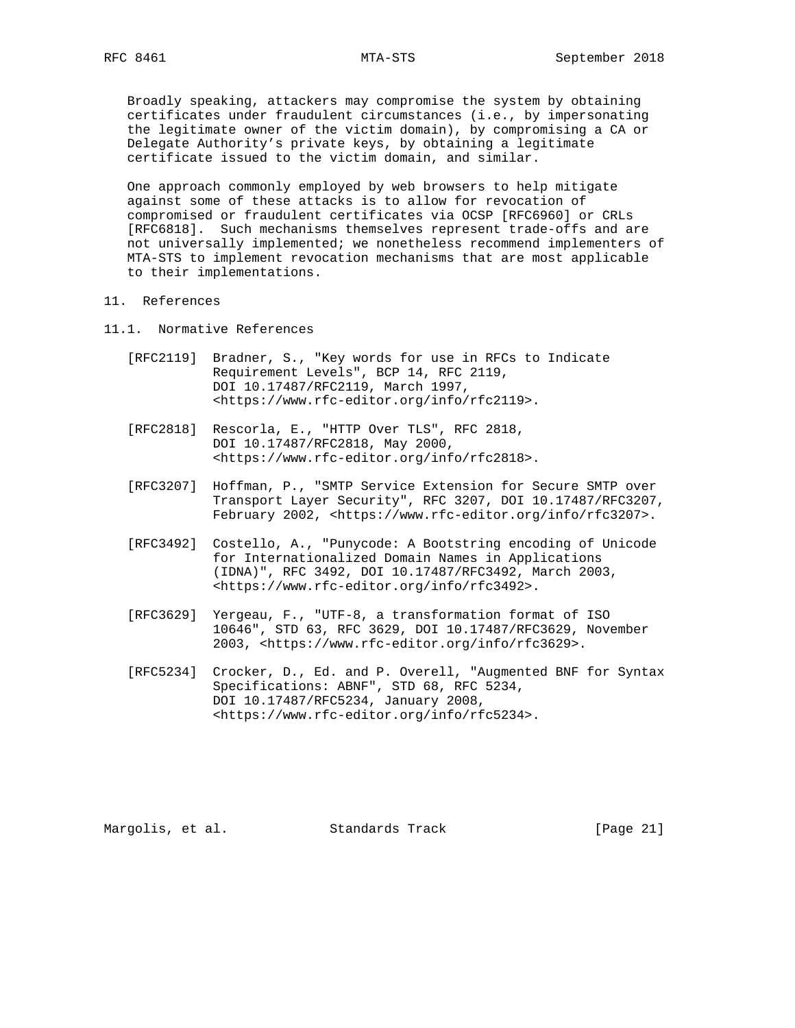Broadly speaking, attackers may compromise the system by obtaining certificates under fraudulent circumstances (i.e., by impersonating the legitimate owner of the victim domain), by compromising a CA or Delegate Authority's private keys, by obtaining a legitimate certificate issued to the victim domain, and similar.

One approach commonly employed by web browsers to help mitigate against some of these attacks is to allow for revocation of compromised or fraudulent certificates via OCSP [RFC6960] or CRLs [RFC6818]. Such mechanisms themselves represent trade-offs and are not universally implemented; we nonetheless recommend implementers of MTA-STS to implement revocation mechanisms that are most applicable to their implementations.

## 11. References

### 11.1. Normative References

[RFC2119] Bradner, S., "Key words for use in RFCs to Indicate Requirement Levels", BCP 14, RFC 2119, DOI 10.17487/RFC2119, March 1997, <https://www.rfc-editor.org/info/rfc2119>.

[RFC2818] Rescorla, E., "HTTP Over TLS", RFC 2818, DOI 10.17487/RFC2818, May 2000, <https://www.rfc-editor.org/info/rfc2818>.

[RFC3207] Hoffman, P., "SMTP Service Extension for Secure SMTP over Transport Layer Security", RFC 3207, DOI 10.17487/RFC3207, February 2002, <https://www.rfc-editor.org/info/rfc3207>.

[RFC3492] Costello, A., "Punycode: A Bootstring encoding of Unicode for Internationalized Domain Names in Applications (IDNA)", RFC 3492, DOI 10.17487/RFC3492, March 2003, <https://www.rfc-editor.org/info/rfc3492>.

[RFC3629] Yergeau, F., "UTF-8, a transformation format of ISO 10646", STD 63, RFC 3629, DOI 10.17487/RFC3629, November 2003, <https://www.rfc-editor.org/info/rfc3629>.

[RFC5234] Crocker, D., Ed. and P. Overell, "Augmented BNF for Syntax Specifications: ABNF", STD 68, RFC 5234, DOI 10.17487/RFC5234, January 2008, <https://www.rfc-editor.org/info/rfc5234>.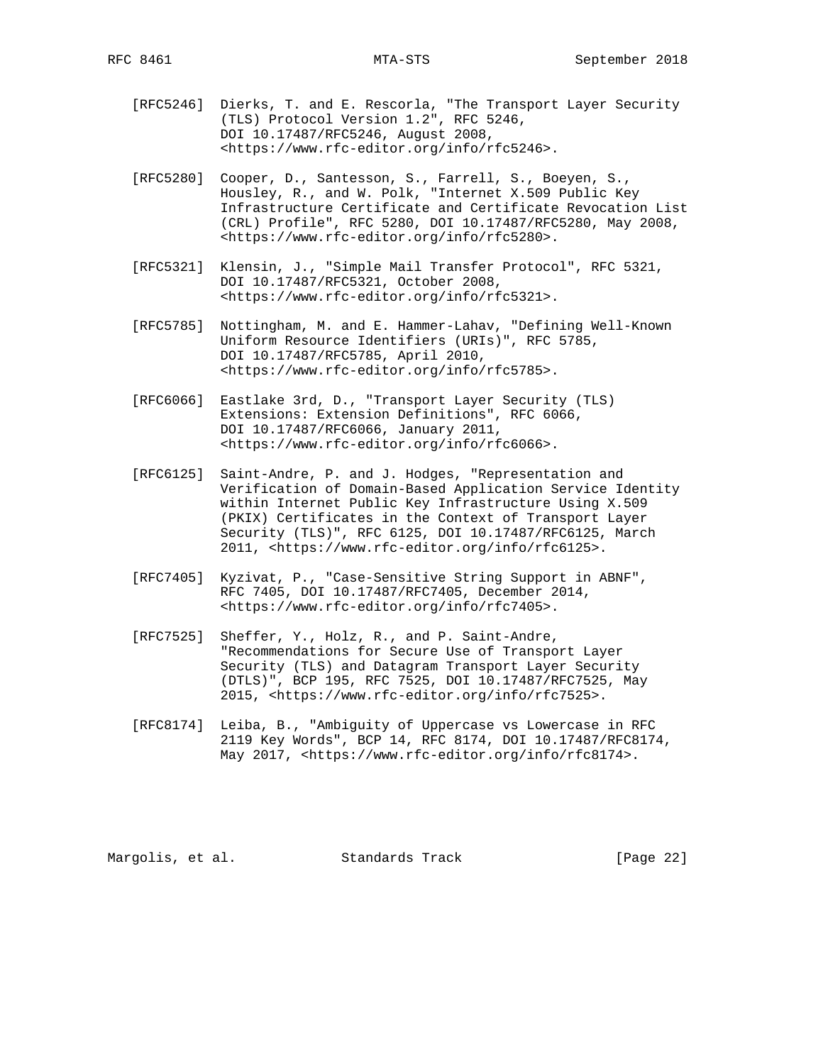[RFC5246] Dierks, T. and E. Rescorla, "The Transport Layer Security (TLS) Protocol Version 1.2", RFC 5246, DOI 10.17487/RFC5246, August 2008, <https://www.rfc-editor.org/info/rfc5246>.

[RFC5280] Cooper, D., Santesson, S., Farrell, S., Boeyen, S., Housley, R., and W. Polk, "Internet X.509 Public Key Infrastructure Certificate and Certificate Revocation List (CRL) Profile", RFC 5280, DOI 10.17487/RFC5280, May 2008, <https://www.rfc-editor.org/info/rfc5280>.

[RFC5321] Klensin, J., "Simple Mail Transfer Protocol", RFC 5321, DOI 10.17487/RFC5321, October 2008, <https://www.rfc-editor.org/info/rfc5321>.

[RFC5785] Nottingham, M. and E. Hammer-Lahav, "Defining Well-Known Uniform Resource Identifiers (URIs)", RFC 5785, DOI 10.17487/RFC5785, April 2010, <https://www.rfc-editor.org/info/rfc5785>.

[RFC6066] Eastlake 3rd, D., "Transport Layer Security (TLS) Extensions: Extension Definitions", RFC 6066, DOI 10.17487/RFC6066, January 2011, <https://www.rfc-editor.org/info/rfc6066>.

[RFC6125] Saint-Andre, P. and J. Hodges, "Representation and Verification of Domain-Based Application Service Identity within Internet Public Key Infrastructure Using X.509 (PKIX) Certificates in the Context of Transport Layer Security (TLS)", RFC 6125, DOI 10.17487/RFC6125, March 2011, <https://www.rfc-editor.org/info/rfc6125>.

[RFC7405] Kyzivat, P., "Case-Sensitive String Support in ABNF", RFC 7405, DOI 10.17487/RFC7405, December 2014, <https://www.rfc-editor.org/info/rfc7405>.

[RFC7525] Sheffer, Y., Holz, R., and P. Saint-Andre, "Recommendations for Secure Use of Transport Layer Security (TLS) and Datagram Transport Layer Security (DTLS)", BCP 195, RFC 7525, DOI 10.17487/RFC7525, May 2015, <https://www.rfc-editor.org/info/rfc7525>.

[RFC8174] Leiba, B., "Ambiguity of Uppercase vs Lowercase in RFC 2119 Key Words", BCP 14, RFC 8174, DOI 10.17487/RFC8174, May 2017, <https://www.rfc-editor.org/info/rfc8174>.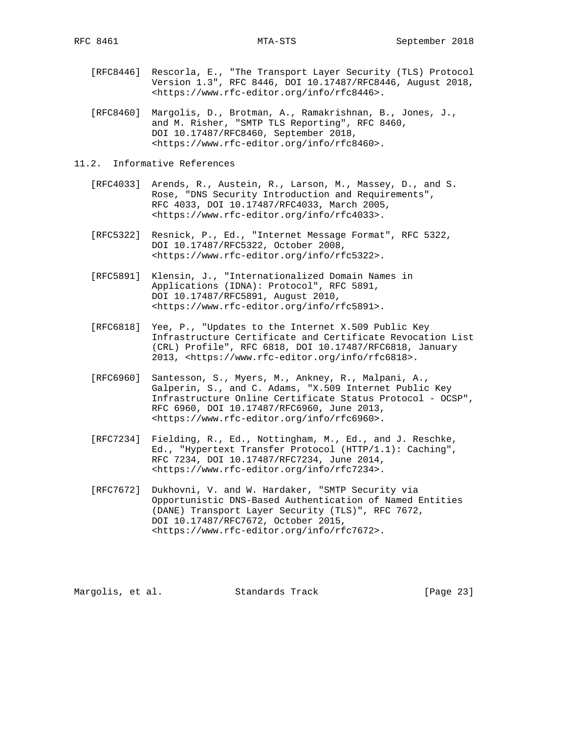[RFC8446] Rescorla, E., "The Transport Layer Security (TLS) Protocol Version 1.3", RFC 8446, DOI 10.17487/RFC8446, August 2018, <https://www.rfc-editor.org/info/rfc8446>.

[RFC8460] Margolis, D., Brotman, A., Ramakrishnan, B., Jones, J., and M. Risher, "SMTP TLS Reporting", RFC 8460, DOI 10.17487/RFC8460, September 2018, <https://www.rfc-editor.org/info/rfc8460>.

## 11.2. Informative References

[RFC4033] Arends, R., Austein, R., Larson, M., Massey, D., and S. Rose, "DNS Security Introduction and Requirements", RFC 4033, DOI 10.17487/RFC4033, March 2005, <https://www.rfc-editor.org/info/rfc4033>.

[RFC5322] Resnick, P., Ed., "Internet Message Format", RFC 5322, DOI 10.17487/RFC5322, October 2008, <https://www.rfc-editor.org/info/rfc5322>.

[RFC5891] Klensin, J., "Internationalized Domain Names in Applications (IDNA): Protocol", RFC 5891, DOI 10.17487/RFC5891, August 2010, <https://www.rfc-editor.org/info/rfc5891>.

[RFC6818] Yee, P., "Updates to the Internet X.509 Public Key Infrastructure Certificate and Certificate Revocation List (CRL) Profile", RFC 6818, DOI 10.17487/RFC6818, January 2013, <https://www.rfc-editor.org/info/rfc6818>.

[RFC6960] Santesson, S., Myers, M., Ankney, R., Malpani, A., Galperin, S., and C. Adams, "X.509 Internet Public Key Infrastructure Online Certificate Status Protocol - OCSP", RFC 6960, DOI 10.17487/RFC6960, June 2013, <https://www.rfc-editor.org/info/rfc6960>.

[RFC7234] Fielding, R., Ed., Nottingham, M., Ed., and J. Reschke, Ed., "Hypertext Transfer Protocol (HTTP/1.1): Caching", RFC 7234, DOI 10.17487/RFC7234, June 2014, <https://www.rfc-editor.org/info/rfc7234>.

[RFC7672] Dukhovni, V. and W. Hardaker, "SMTP Security via Opportunistic DNS-Based Authentication of Named Entities (DANE) Transport Layer Security (TLS)", RFC 7672, DOI 10.17487/RFC7672, October 2015, <https://www.rfc-editor.org/info/rfc7672>.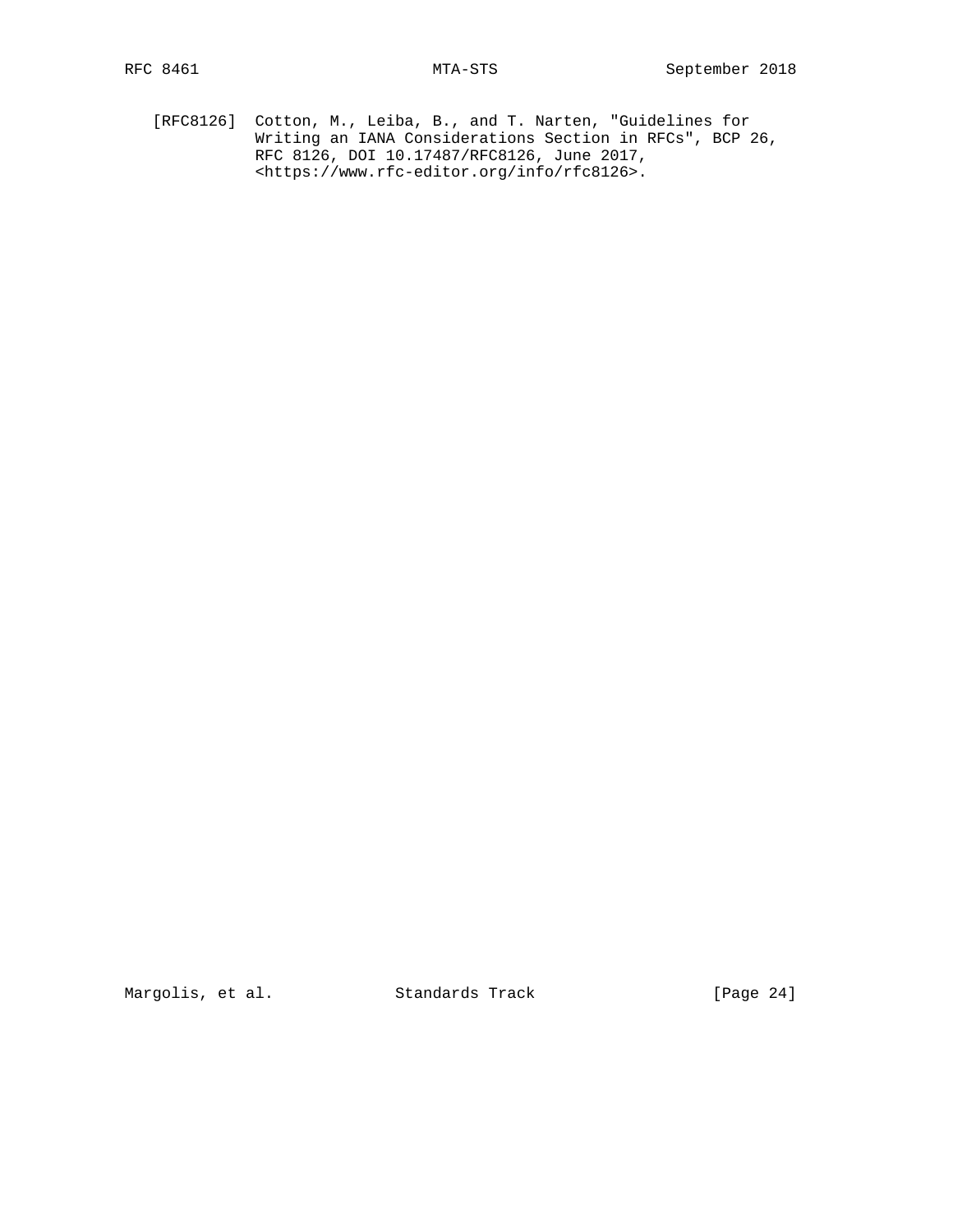[RFC8126] Cotton, M., Leiba, B., and T. Narten, "Guidelines for Writing an IANA Considerations Section in RFCs", BCP 26, RFC 8126, DOI 10.17487/RFC8126, June 2017, <https://www.rfc-editor.org/info/rfc8126>.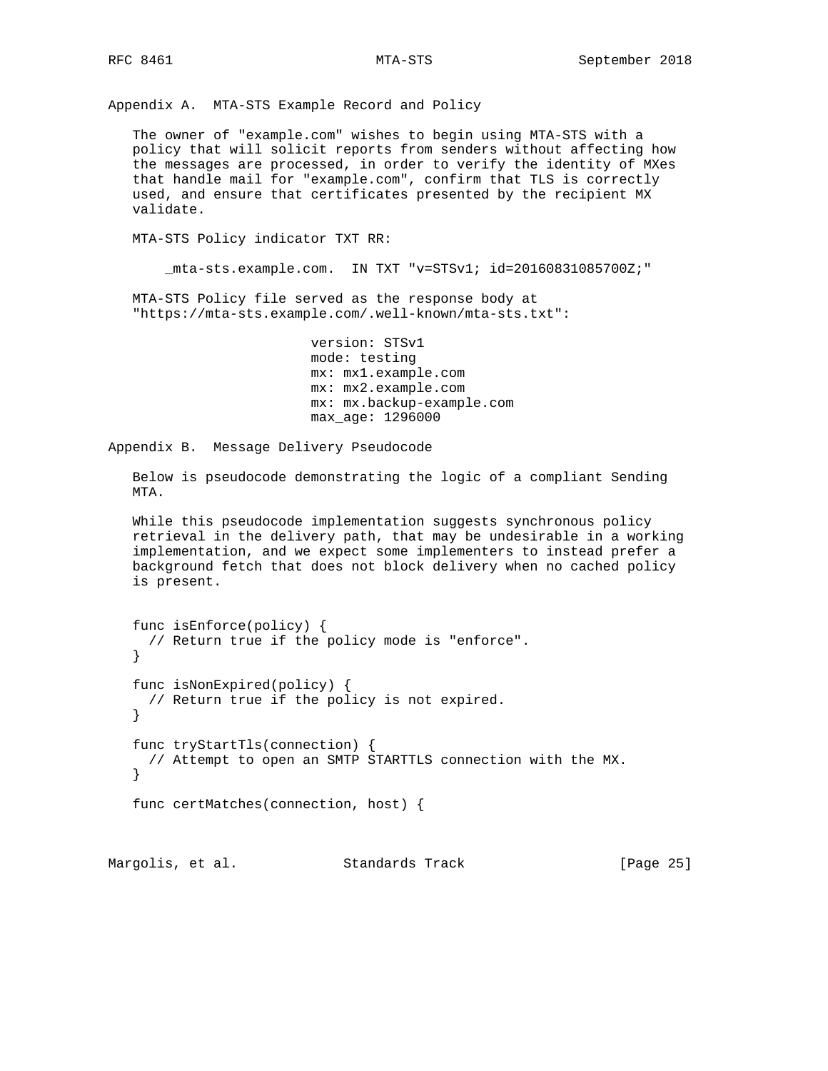## Appendix A. MTA-STS Example Record and Policy

The owner of "example.com" wishes to begin using MTA-STS with a policy that will solicit reports from senders without affecting how the messages are processed, in order to verify the identity of MXes that handle mail for "example.com", confirm that TLS is correctly used, and ensure that certificates presented by the recipient MX validate.

MTA-STS Policy indicator TXT RR:

```
_mta-sts.example.com.  IN TXT "v=STSv1; id=20160831085700Z;"
```

MTA-STS Policy file served as the response body at "https://mta-sts.example.com/.well-known/mta-sts.txt":

```
version: STSv1
mode: testing
mx: mx1.example.com
mx: mx2.example.com
mx: mx.backup-example.com
max_age: 1296000
```

## Appendix B. Message Delivery Pseudocode

Below is pseudocode demonstrating the logic of a compliant Sending MTA.

While this pseudocode implementation suggests synchronous policy retrieval in the delivery path, that may be undesirable in a working implementation, and we expect some implementers to instead prefer a background fetch that does not block delivery when no cached policy is present.

```
func isEnforce(policy) {
  // Return true if the policy mode is "enforce".
}

func isNonExpired(policy) {
  // Return true if the policy is not expired.
}

func tryStartTls(connection) {
  // Attempt to open an SMTP STARTTLS connection with the MX.
}

func certMatches(connection, host) {
```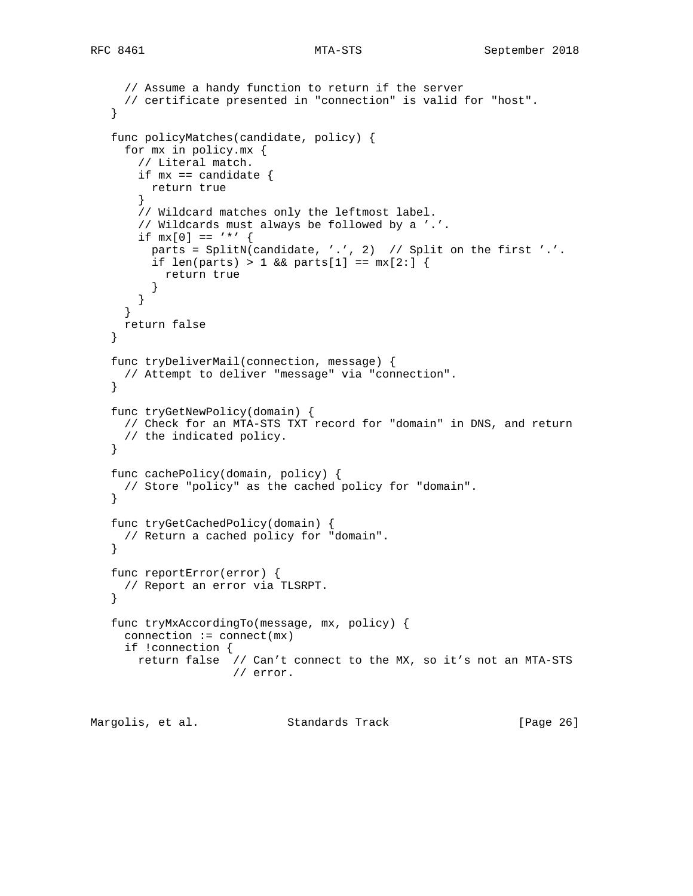```
     // Assume a handy function to return if the server
     // certificate presented in "connection" is valid for "host".
   }

   func policyMatches(candidate, policy) {
     for mx in policy.mx {
       // Literal match.
       if mx == candidate {
         return true
       }
       // Wildcard matches only the leftmost label.
       // Wildcards must always be followed by a '.'.
       if mx[0] == '*' {
         parts = SplitN(candidate, '.', 2)  // Split on the first '.'.
         if len(parts) > 1 && parts[1] == mx[2:] {
           return true
         }
       }
     }
     return false
   }

   func tryDeliverMail(connection, message) {
     // Attempt to deliver "message" via "connection".
   }

   func tryGetNewPolicy(domain) {
     // Check for an MTA-STS TXT record for "domain" in DNS, and return
     // the indicated policy.
   }

   func cachePolicy(domain, policy) {
     // Store "policy" as the cached policy for "domain".
   }

   func tryGetCachedPolicy(domain) {
     // Return a cached policy for "domain".
   }

   func reportError(error) {
     // Report an error via TLSRPT.
   }

   func tryMxAccordingTo(message, mx, policy) {
     connection := connect(mx)
     if !connection {
       return false  // Can't connect to the MX, so it's not an MTA-STS
                     // error.
```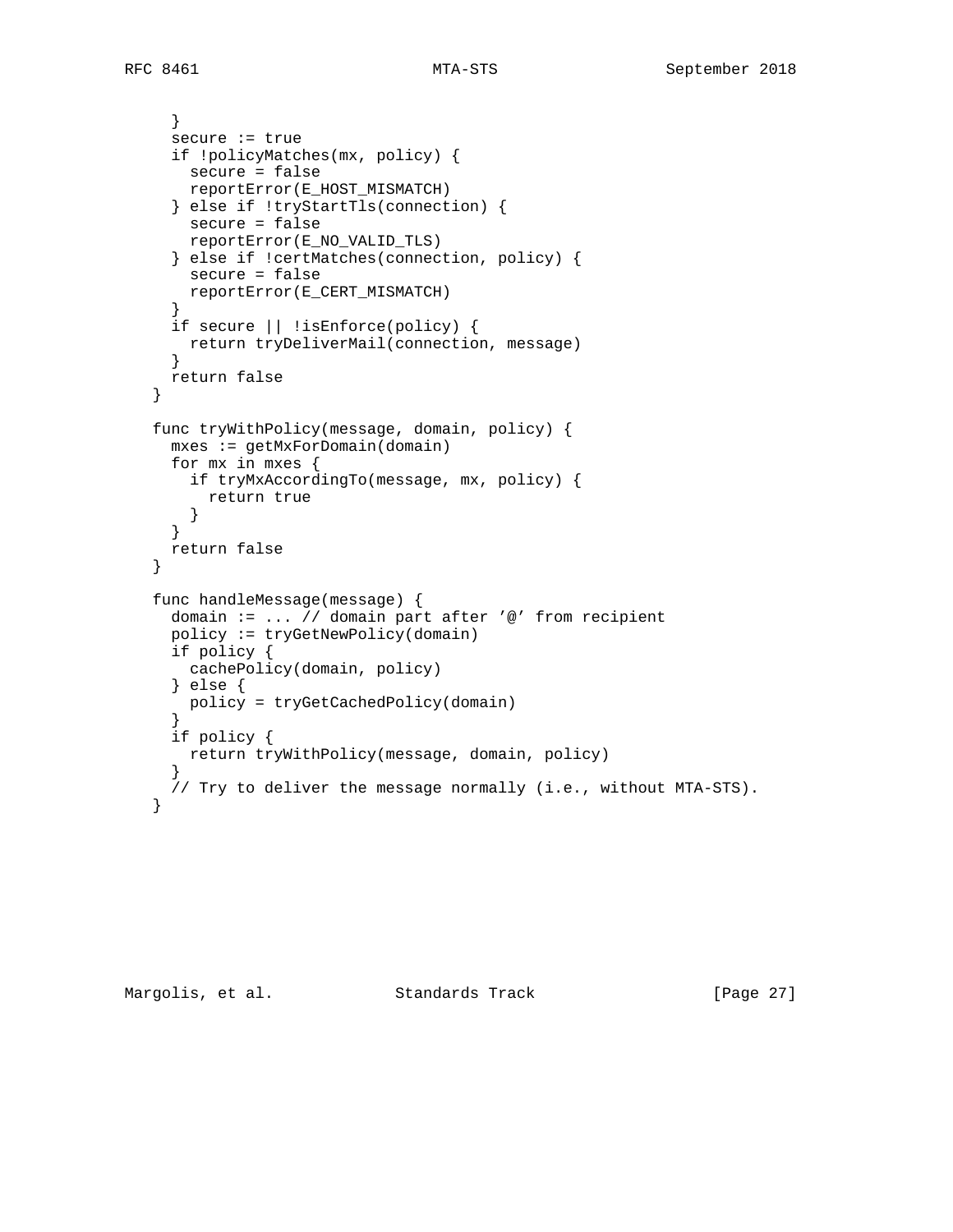```
     }
     secure := true
     if !policyMatches(mx, policy) {
       secure = false
       reportError(E_HOST_MISMATCH)
     } else if !tryStartTls(connection) {
       secure = false
       reportError(E_NO_VALID_TLS)
     } else if !certMatches(connection, policy) {
       secure = false
       reportError(E_CERT_MISMATCH)
     }
     if secure || !isEnforce(policy) {
       return tryDeliverMail(connection, message)
     }
     return false
   }

   func tryWithPolicy(message, domain, policy) {
     mxes := getMxForDomain(domain)
     for mx in mxes {
       if tryMxAccordingTo(message, mx, policy) {
         return true
       }
     }
     return false
   }

   func handleMessage(message) {
     domain := ... // domain part after '@' from recipient
     policy := tryGetNewPolicy(domain)
     if policy {
       cachePolicy(domain, policy)
     } else {
       policy = tryGetCachedPolicy(domain)
     }
     if policy {
       return tryWithPolicy(message, domain, policy)
     }
     // Try to deliver the message normally (i.e., without MTA-STS).
   }
```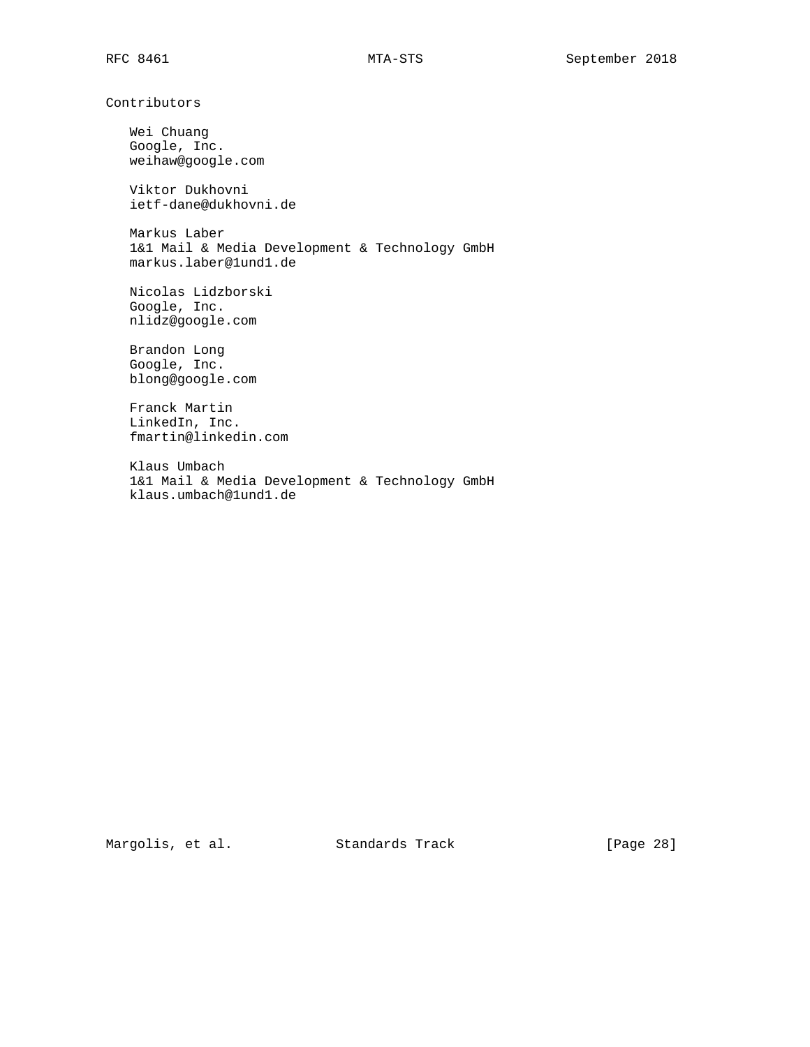## Contributors

Wei Chuang
Google, Inc.
weihaw@google.com

Viktor Dukhovni
ietf-dane@dukhovni.de

Markus Laber
1&1 Mail & Media Development & Technology GmbH
markus.laber@1und1.de

Nicolas Lidzborski
Google, Inc.
nlidz@google.com

Brandon Long
Google, Inc.
blong@google.com

Franck Martin
LinkedIn, Inc.
fmartin@linkedin.com

Klaus Umbach
1&1 Mail & Media Development & Technology GmbH
klaus.umbach@1und1.de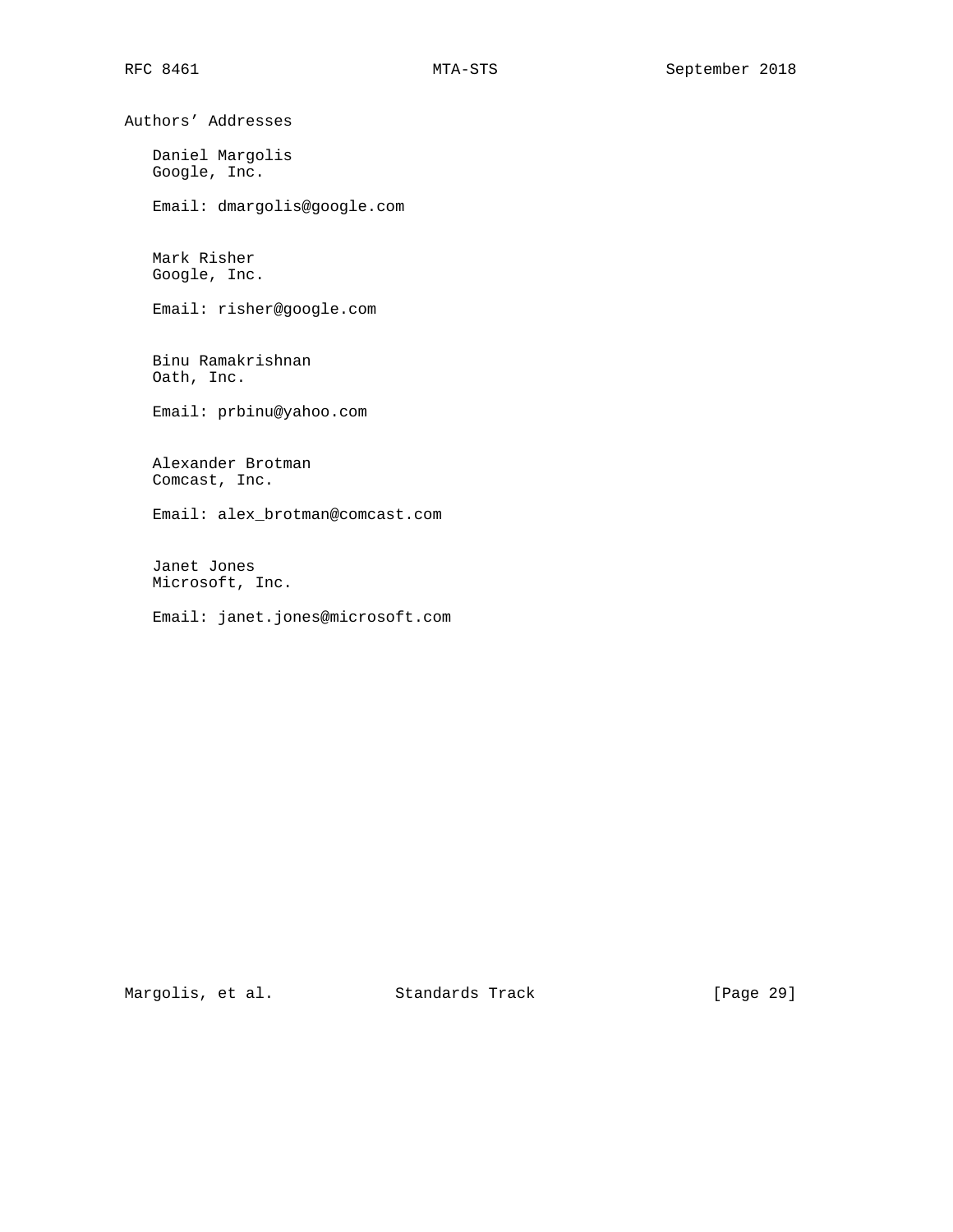# Authors' Addresses

Daniel Margolis
Google, Inc.

Email: dmargolis@google.com

Mark Risher
Google, Inc.

Email: risher@google.com

Binu Ramakrishnan
Oath, Inc.

Email: prbinu@yahoo.com

Alexander Brotman
Comcast, Inc.

Email: alex_brotman@comcast.com

Janet Jones
Microsoft, Inc.

Email: janet.jones@microsoft.com